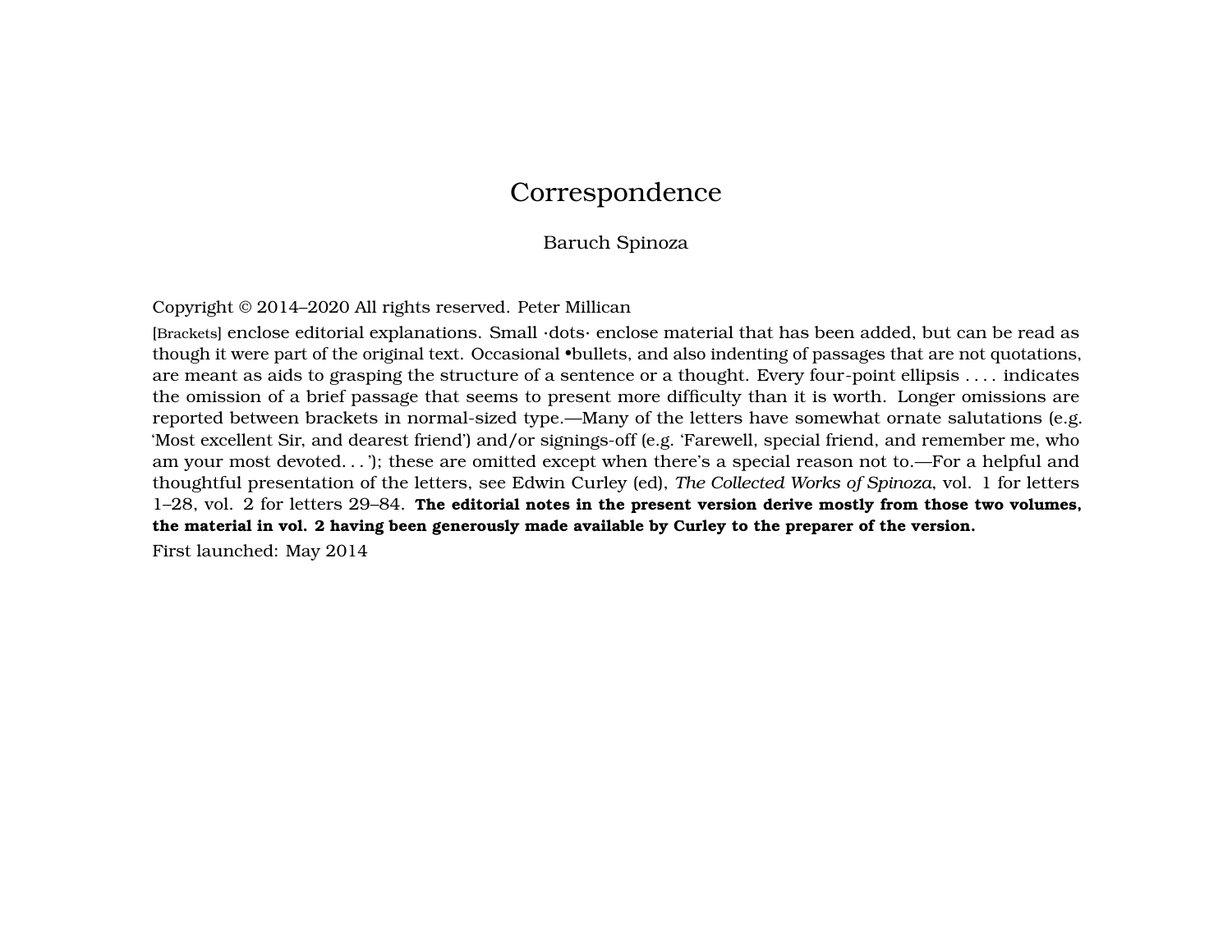# Correspondence

Baruch Spinoza

Copyright © 2014–2020 All rights reserved. Peter Millican

[Brackets] enclose editorial explanations. Small ·dots· enclose material that has been added, but can be read as though it were part of the original text. Occasional •bullets, and also indenting of passages that are not quotations, are meant as aids to grasping the structure of a sentence or a thought. Every four-point ellipsis . . . . indicates the omission of a brief passage that seems to present more difficulty than it is worth. Longer omissions are reported between brackets in normal-sized type.—Many of the letters have somewhat ornate salutations (e.g. 'Most excellent Sir, and dearest friend') and/or signings-off (e.g. 'Farewell, special friend, and remember me, who am your most devoted. . . '); these are omitted except when there's a special reason not to.—For a helpful and thoughtful presentation of the letters, see Edwin Curley (ed), *The Collected Works of Spinoza*, vol. 1 for letters 1–28, vol. 2 for letters 29–84. **The editorial notes in the present version derive mostly from those two volumes, the material in vol. 2 having been generously made available by Curley to the preparer of the version.**

First launched: May 2014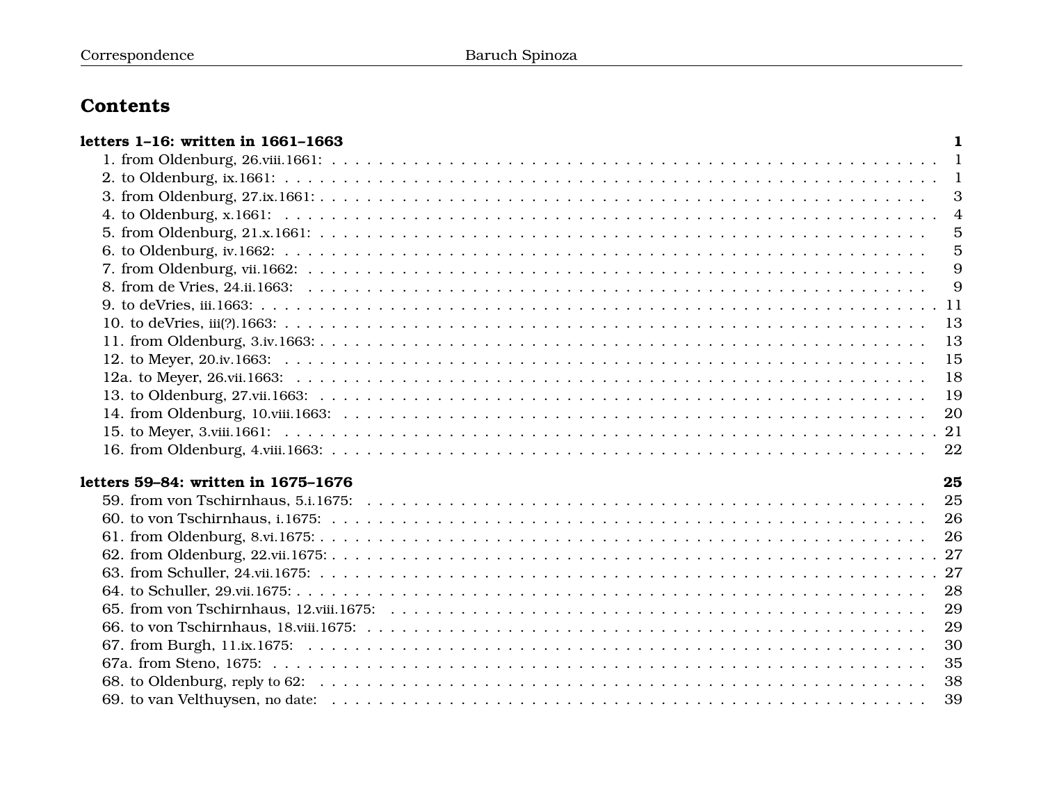## Contents

**letters 1–16: written in 1661–1663** — 1

- 1. from Oldenburg, 26.viii.1661: — 1
- 2. to Oldenburg, ix.1661: — 1
- 3. from Oldenburg, 27.ix.1661: — 3
- 4. to Oldenburg, x.1661: — 4
- 5. from Oldenburg, 21.x.1661: — 5
- 6. to Oldenburg, iv.1662: — 5
- 7. from Oldenburg, vii.1662: — 9
- 8. from de Vries, 24.ii.1663: — 9
- 9. to deVries, iii.1663: — 11
- 10. to deVries, iii(?).1663: — 13
- 11. from Oldenburg, 3.iv.1663: — 13
- 12. to Meyer, 20.iv.1663: — 15
- 12a. to Meyer, 26.vii.1663: — 18
- 13. to Oldenburg, 27.vii.1663: — 19
- 14. from Oldenburg, 10.viii.1663: — 20
- 15. to Meyer, 3.viii.1661: — 21
- 16. from Oldenburg, 4.viii.1663: — 22

**letters 59–84: written in 1675–1676** — 25

- 59. from von Tschirnhaus, 5.i.1675: — 25
- 60. to von Tschirnhaus, i.1675: — 26
- 61. from Oldenburg, 8.vi.1675: — 26
- 62. from Oldenburg, 22.vii.1675: — 27
- 63. from Schuller, 24.vii.1675: — 27
- 64. to Schuller, 29.vii.1675: — 28
- 65. from von Tschirnhaus, 12.viii.1675: — 29
- 66. to von Tschirnhaus, 18.viii.1675: — 29
- 67. from Burgh, 11.ix.1675: — 30
- 67a. from Steno, 1675: — 35
- 68. to Oldenburg, reply to 62: — 38
- 69. to van Velthuysen, no date: — 39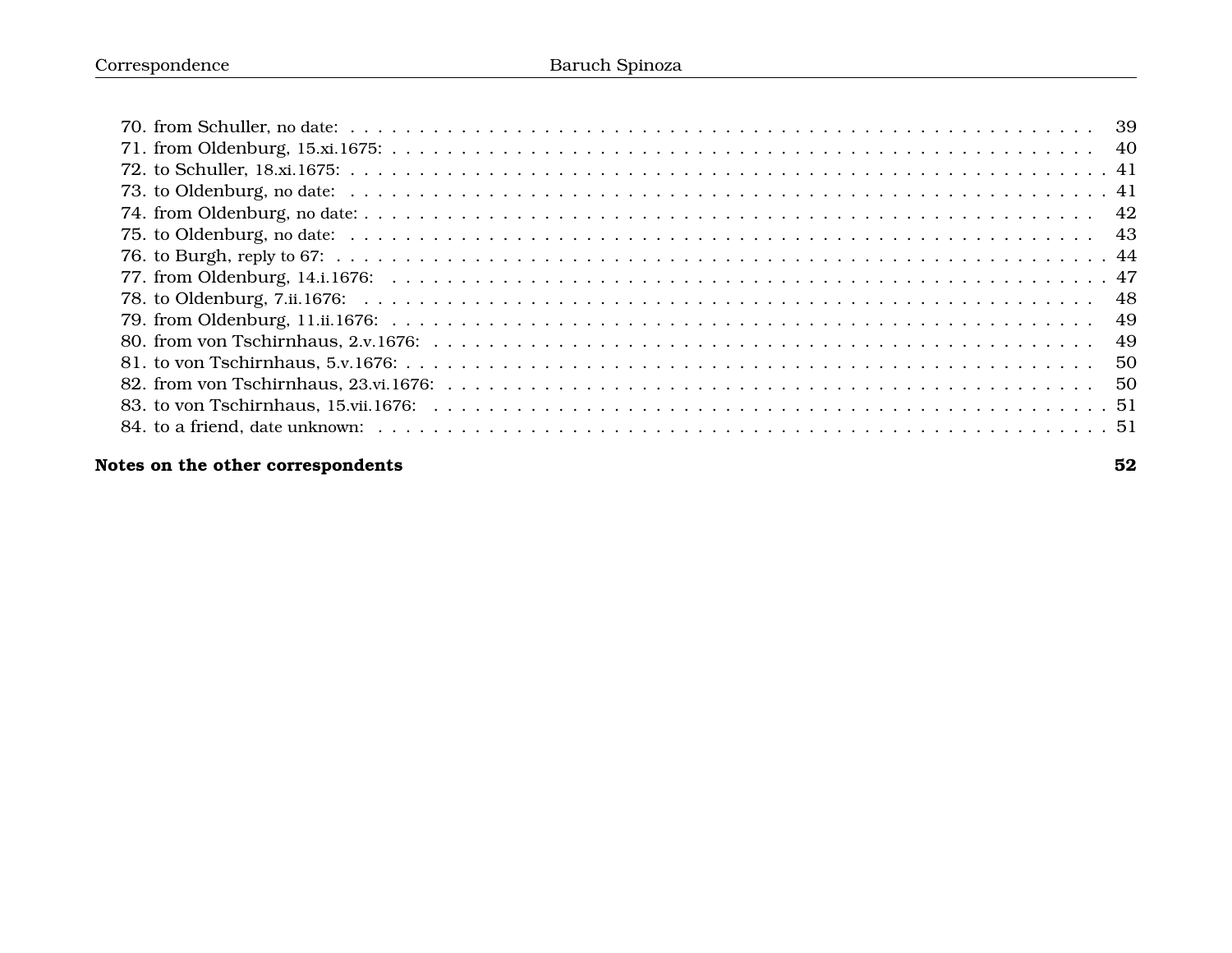70. from Schuller, no date: 39
71. from Oldenburg, 15.xi.1675: 40
72. to Schuller, 18.xi.1675: 41
73. to Oldenburg, no date: 41
74. from Oldenburg, no date: 42
75. to Oldenburg, no date: 43
76. to Burgh, reply to 67: 44
77. from Oldenburg, 14.i.1676: 47
78. to Oldenburg, 7.ii.1676: 48
79. from Oldenburg, 11.ii.1676: 49
80. from von Tschirnhaus, 2.v.1676: 49
81. to von Tschirnhaus, 5.v.1676: 50
82. from von Tschirnhaus, 23.vi.1676: 50
83. to von Tschirnhaus, 15.vii.1676: 51
84. to a friend, date unknown: 51

**Notes on the other correspondents** **52**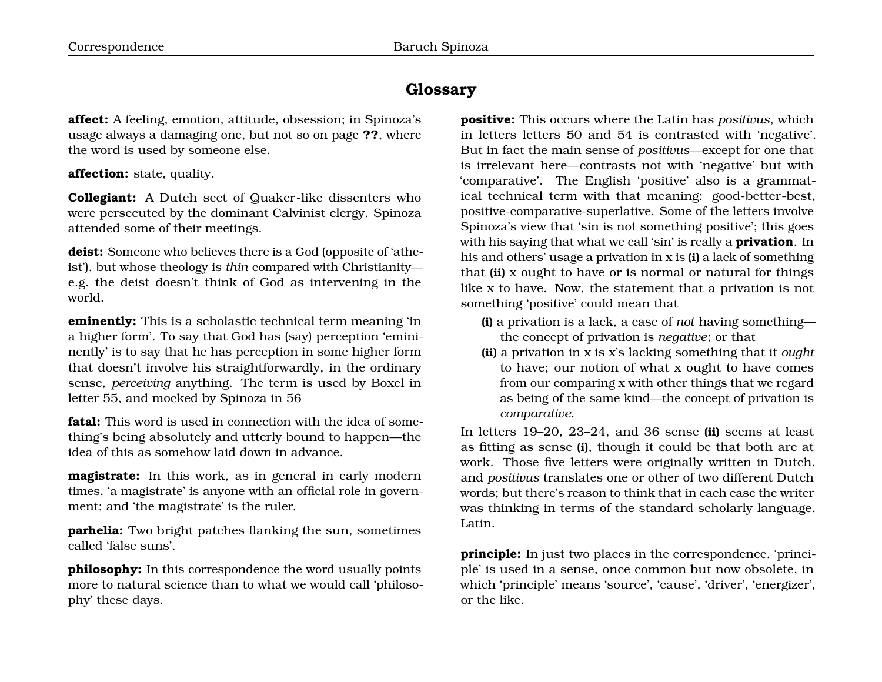# Glossary

**affect:** A feeling, emotion, attitude, obsession; in Spinoza's usage always a damaging one, but not so on page **??**, where the word is used by someone else.

**affection:** state, quality.

**Collegiant:** A Dutch sect of Quaker-like dissenters who were persecuted by the dominant Calvinist clergy. Spinoza attended some of their meetings.

**deist:** Someone who believes there is a God (opposite of 'atheist'), but whose theology is *thin* compared with Christianity—e.g. the deist doesn't think of God as intervening in the world.

**eminently:** This is a scholastic technical term meaning 'in a higher form'. To say that God has (say) perception 'emininently' is to say that he has perception in some higher form that doesn't involve his straightforwardly, in the ordinary sense, *perceiving* anything. The term is used by Boxel in letter 55, and mocked by Spinoza in 56

**fatal:** This word is used in connection with the idea of something's being absolutely and utterly bound to happen—the idea of this as somehow laid down in advance.

**magistrate:** In this work, as in general in early modern times, 'a magistrate' is anyone with an official role in government; and 'the magistrate' is the ruler.

**parhelia:** Two bright patches flanking the sun, sometimes called 'false suns'.

**philosophy:** In this correspondence the word usually points more to natural science than to what we would call 'philosophy' these days.

**positive:** This occurs where the Latin has *positivus*, which in letters letters 50 and 54 is contrasted with 'negative'. But in fact the main sense of *positivus*—except for one that is irrelevant here—contrasts not with 'negative' but with 'comparative'. The English 'positive' also is a grammatical technical term with that meaning: good-better-best, positive-comparative-superlative. Some of the letters involve Spinoza's view that 'sin is not something positive'; this goes with his saying that what we call 'sin' is really a **privation**. In his and others' usage a privation in x is **(i)** a lack of something that **(ii)** x ought to have or is normal or natural for things like x to have. Now, the statement that a privation is not something 'positive' could mean that

- **(i)** a privation is a lack, a case of *not* having something—the concept of privation is *negative*; or that
- **(ii)** a privation in x is x's lacking something that it *ought* to have; our notion of what x ought to have comes from our comparing x with other things that we regard as being of the same kind—the concept of privation is *comparative*.

In letters 19–20, 23–24, and 36 sense **(ii)** seems at least as fitting as sense **(i)**, though it could be that both are at work. Those five letters were originally written in Dutch, and *positivus* translates one or other of two different Dutch words; but there's reason to think that in each case the writer was thinking in terms of the standard scholarly language, Latin.

**principle:** In just two places in the correspondence, 'principle' is used in a sense, once common but now obsolete, in which 'principle' means 'source', 'cause', 'driver', 'energizer', or the like.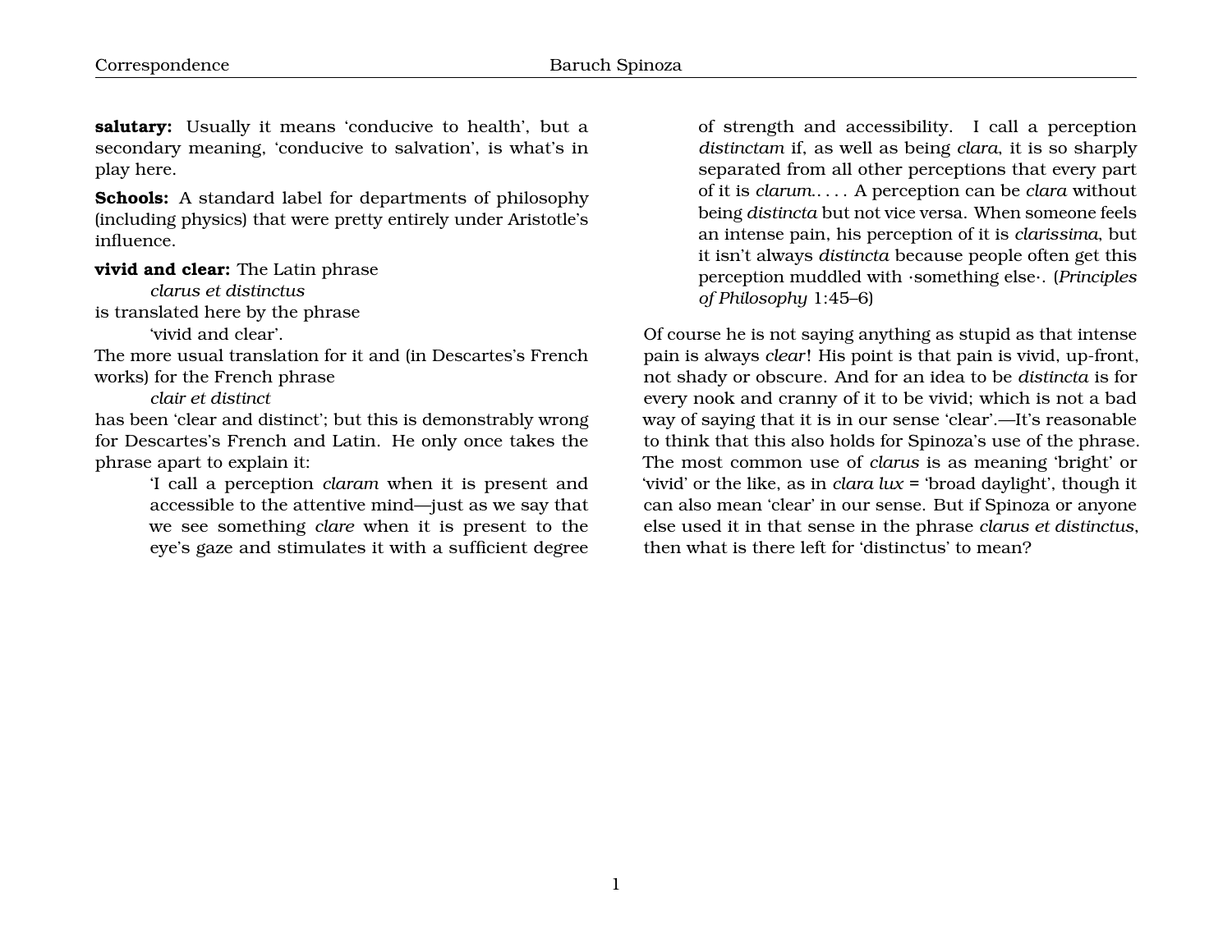**salutary:** Usually it means 'conducive to health', but a secondary meaning, 'conducive to salvation', is what's in play here.

**Schools:** A standard label for departments of philosophy (including physics) that were pretty entirely under Aristotle's influence.

**vivid and clear:** The Latin phrase

> *clarus et distinctus*

is translated here by the phrase

> 'vivid and clear'.

The more usual translation for it and (in Descartes's French works) for the French phrase

> *clair et distinct*

has been 'clear and distinct'; but this is demonstrably wrong for Descartes's French and Latin. He only once takes the phrase apart to explain it:

> 'I call a perception *claram* when it is present and accessible to the attentive mind—just as we say that we see something *clare* when it is present to the eye's gaze and stimulates it with a sufficient degree of strength and accessibility. I call a perception *distinctam* if, as well as being *clara*, it is so sharply separated from all other perceptions that every part of it is *clarum*. . . . A perception can be *clara* without being *distincta* but not vice versa. When someone feels an intense pain, his perception of it is *clarissima*, but it isn't always *distincta* because people often get this perception muddled with ·something else·. (*Principles of Philosophy* 1:45–6)

Of course he is not saying anything as stupid as that intense pain is always *clear*! His point is that pain is vivid, up-front, not shady or obscure. And for an idea to be *distincta* is for every nook and cranny of it to be vivid; which is not a bad way of saying that it is in our sense 'clear'.—It's reasonable to think that this also holds for Spinoza's use of the phrase. The most common use of *clarus* is as meaning 'bright' or 'vivid' or the like, as in *clara lux* = 'broad daylight', though it can also mean 'clear' in our sense. But if Spinoza or anyone else used it in that sense in the phrase *clarus et distinctus*, then what is there left for 'distinctus' to mean?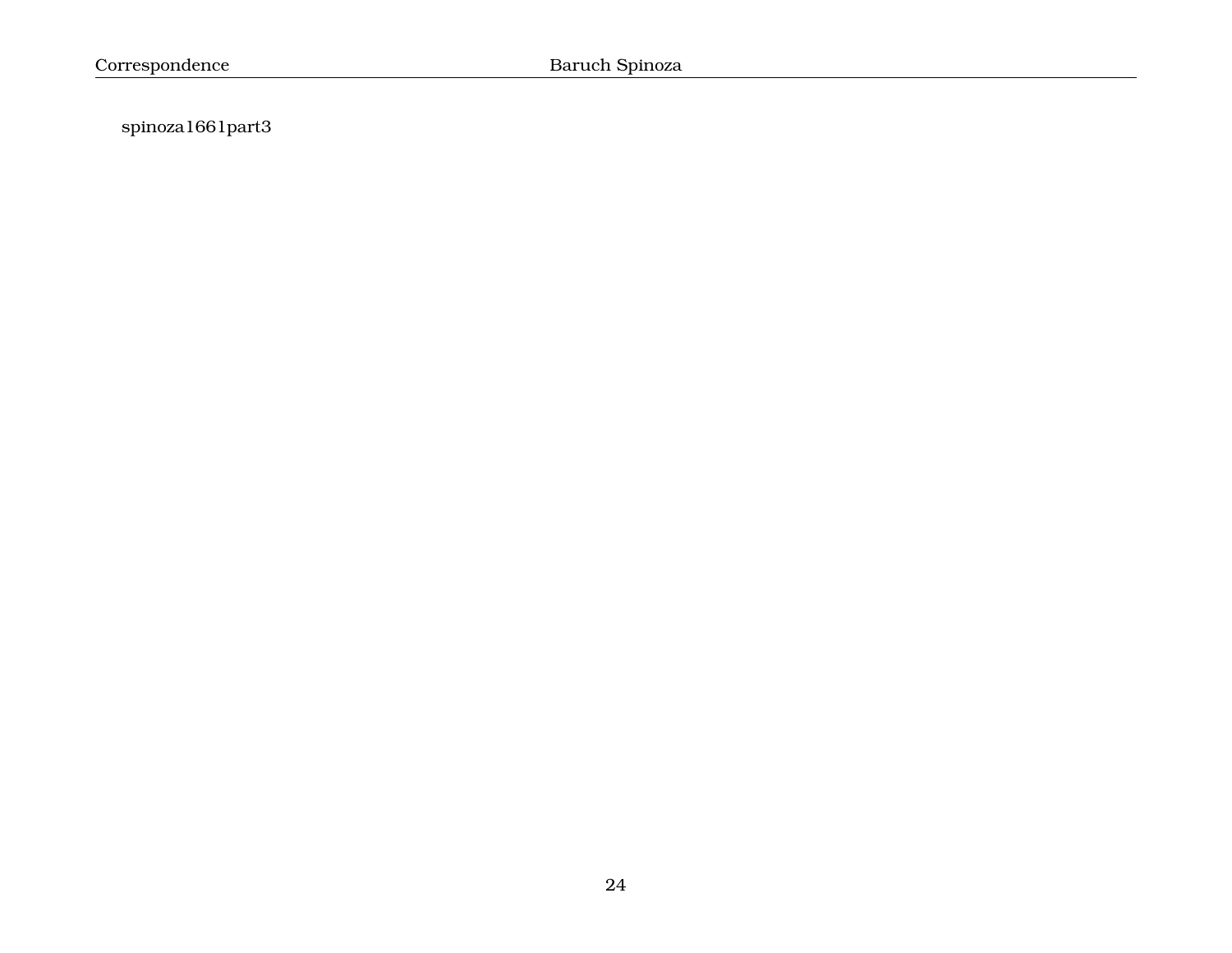spinoza1661part3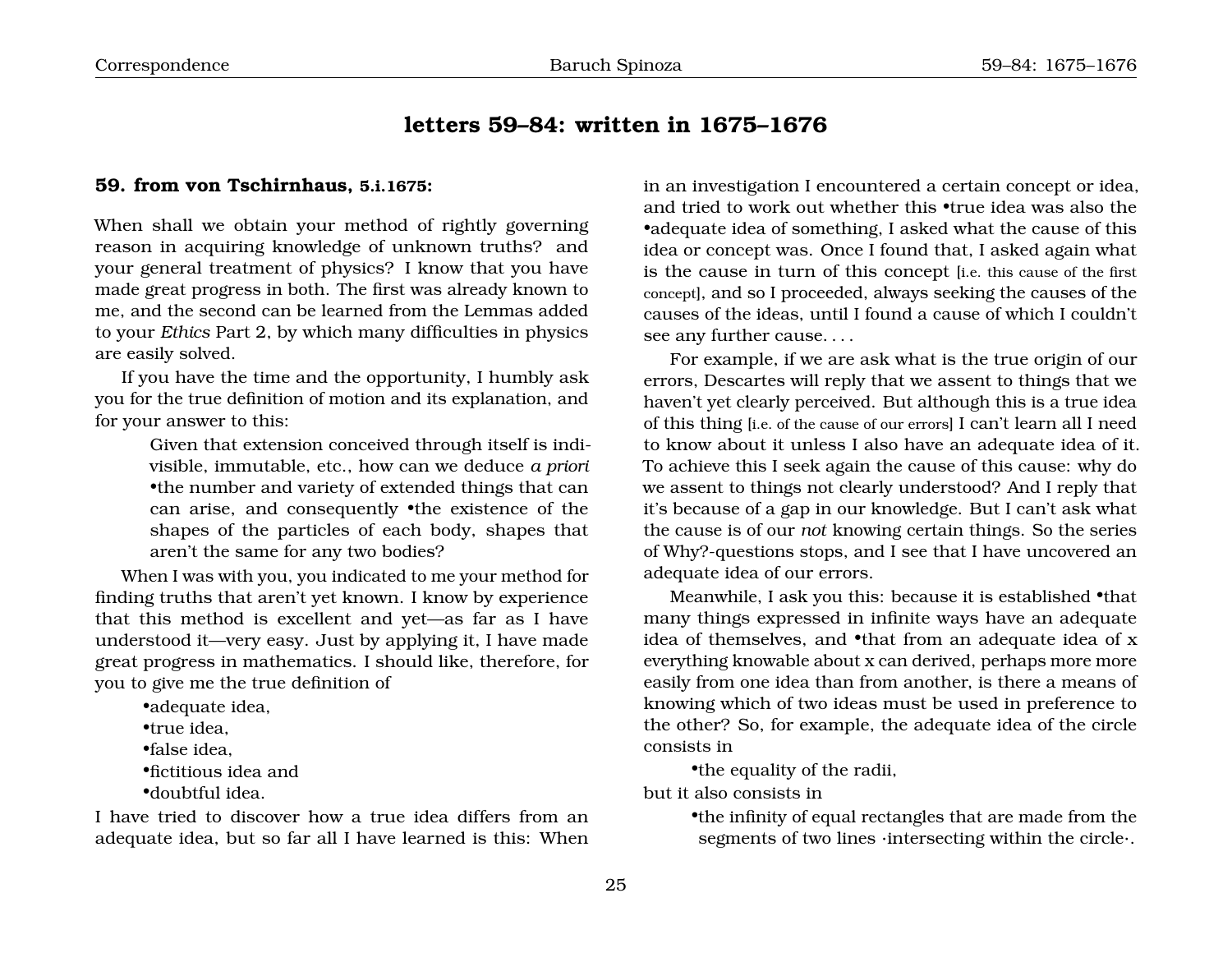## letters 59–84: written in 1675–1676

### 59. from von Tschirnhaus, 5.i.1675:

When shall we obtain your method of rightly governing reason in acquiring knowledge of unknown truths? and your general treatment of physics? I know that you have made great progress in both. The first was already known to me, and the second can be learned from the Lemmas added to your *Ethics* Part 2, by which many difficulties in physics are easily solved.

If you have the time and the opportunity, I humbly ask you for the true definition of motion and its explanation, and for your answer to this:

> Given that extension conceived through itself is indivisible, immutable, etc., how can we deduce *a priori* •the number and variety of extended things that can can arise, and consequently •the existence of the shapes of the particles of each body, shapes that aren't the same for any two bodies?

When I was with you, you indicated to me your method for finding truths that aren't yet known. I know by experience that this method is excellent and yet—as far as I have understood it—very easy. Just by applying it, I have made great progress in mathematics. I should like, therefore, for you to give me the true definition of

•adequate idea,
•true idea,
•false idea,
•fictitious idea and
•doubtful idea.

I have tried to discover how a true idea differs from an adequate idea, but so far all I have learned is this: When in an investigation I encountered a certain concept or idea, and tried to work out whether this •true idea was also the •adequate idea of something, I asked what the cause of this idea or concept was. Once I found that, I asked again what is the cause in turn of this concept [i.e. this cause of the first concept], and so I proceeded, always seeking the causes of the causes of the ideas, until I found a cause of which I couldn't see any further cause. . . .

For example, if we are ask what is the true origin of our errors, Descartes will reply that we assent to things that we haven't yet clearly perceived. But although this is a true idea of this thing [i.e. of the cause of our errors] I can't learn all I need to know about it unless I also have an adequate idea of it. To achieve this I seek again the cause of this cause: why do we assent to things not clearly understood? And I reply that it's because of a gap in our knowledge. But I can't ask what the cause is of our *not* knowing certain things. So the series of Why?-questions stops, and I see that I have uncovered an adequate idea of our errors.

Meanwhile, I ask you this: because it is established •that many things expressed in infinite ways have an adequate idea of themselves, and •that from an adequate idea of x everything knowable about x can derived, perhaps more more easily from one idea than from another, is there a means of knowing which of two ideas must be used in preference to the other? So, for example, the adequate idea of the circle consists in

•the equality of the radii,

but it also consists in

•the infinity of equal rectangles that are made from the segments of two lines ·intersecting within the circle·.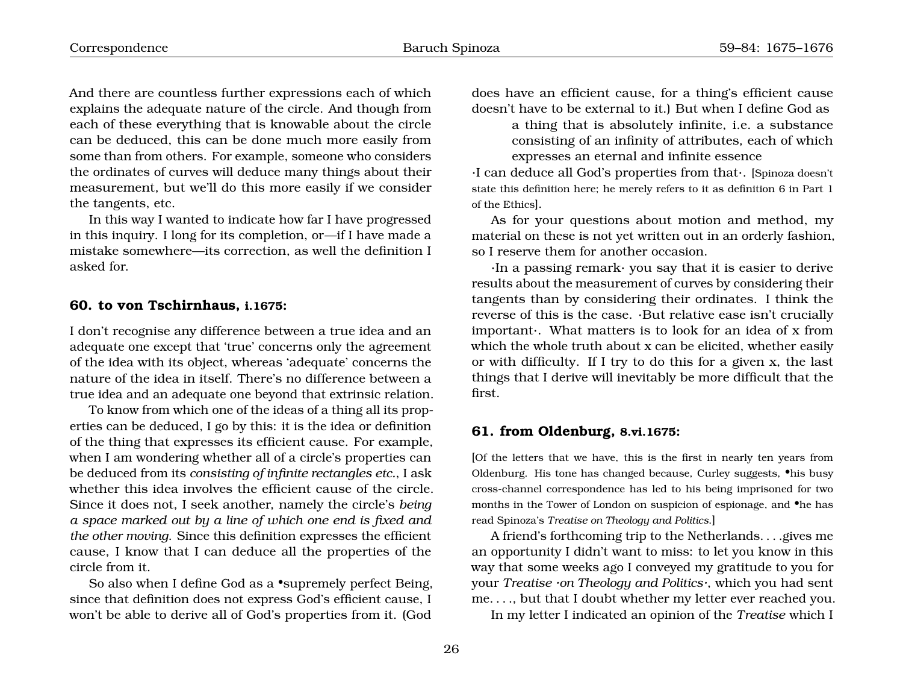And there are countless further expressions each of which explains the adequate nature of the circle. And though from each of these everything that is knowable about the circle can be deduced, this can be done much more easily from some than from others. For example, someone who considers the ordinates of curves will deduce many things about their measurement, but we'll do this more easily if we consider the tangents, etc.

In this way I wanted to indicate how far I have progressed in this inquiry. I long for its completion, or—if I have made a mistake somewhere—its correction, as well the definition I asked for.

### 60. to von Tschirnhaus, i.1675:

I don't recognise any difference between a true idea and an adequate one except that 'true' concerns only the agreement of the idea with its object, whereas 'adequate' concerns the nature of the idea in itself. There's no difference between a true idea and an adequate one beyond that extrinsic relation.

To know from which one of the ideas of a thing all its properties can be deduced, I go by this: it is the idea or definition of the thing that expresses its efficient cause. For example, when I am wondering whether all of a circle's properties can be deduced from its *consisting of infinite rectangles etc.*, I ask whether this idea involves the efficient cause of the circle. Since it does not, I seek another, namely the circle's *being a space marked out by a line of which one end is fixed and the other moving.* Since this definition expresses the efficient cause, I know that I can deduce all the properties of the circle from it.

So also when I define God as a •supremely perfect Being, since that definition does not express God's efficient cause, I won't be able to derive all of God's properties from it. (God does have an efficient cause, for a thing's efficient cause doesn't have to be external to it.) But when I define God as

> a thing that is absolutely infinite, i.e. a substance consisting of an infinity of attributes, each of which expresses an eternal and infinite essence

·I can deduce all God's properties from that·. [Spinoza doesn't state this definition here; he merely refers to it as definition 6 in Part 1 of the Ethics].

As for your questions about motion and method, my material on these is not yet written out in an orderly fashion, so I reserve them for another occasion.

·In a passing remark· you say that it is easier to derive results about the measurement of curves by considering their tangents than by considering their ordinates. I think the reverse of this is the case. ·But relative ease isn't crucially important·. What matters is to look for an idea of x from which the whole truth about x can be elicited, whether easily or with difficulty. If I try to do this for a given x, the last things that I derive will inevitably be more difficult that the first.

### 61. from Oldenburg, 8.vi.1675:

[Of the letters that we have, this is the first in nearly ten years from Oldenburg. His tone has changed because, Curley suggests, •his busy cross-channel correspondence has led to his being imprisoned for two months in the Tower of London on suspicion of espionage, and •he has read Spinoza's *Treatise on Theology and Politics*.]

A friend's forthcoming trip to the Netherlands. . . .gives me an opportunity I didn't want to miss: to let you know in this way that some weeks ago I conveyed my gratitude to you for your *Treatise ·on Theology and Politics·*, which you had sent me. . . ., but that I doubt whether my letter ever reached you.

In my letter I indicated an opinion of the *Treatise* which I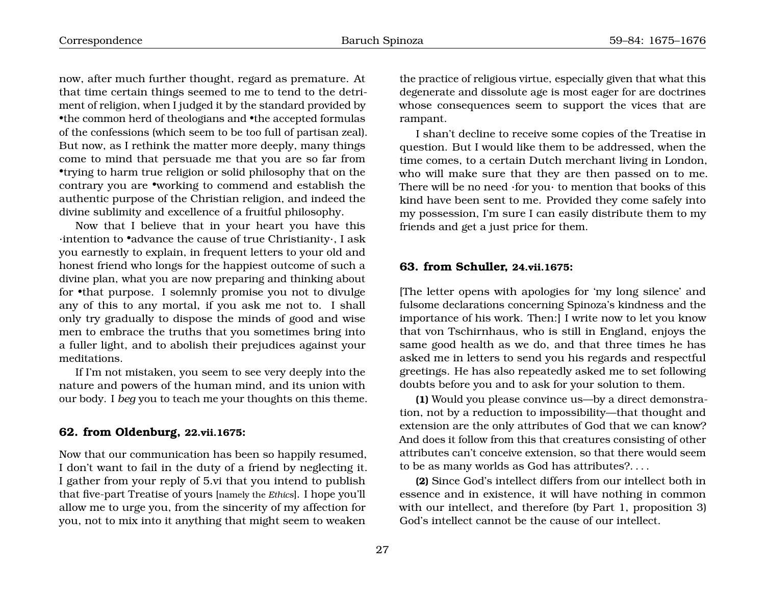now, after much further thought, regard as premature. At that time certain things seemed to me to tend to the detriment of religion, when I judged it by the standard provided by •the common herd of theologians and •the accepted formulas of the confessions (which seem to be too full of partisan zeal). But now, as I rethink the matter more deeply, many things come to mind that persuade me that you are so far from •trying to harm true religion or solid philosophy that on the contrary you are •working to commend and establish the authentic purpose of the Christian religion, and indeed the divine sublimity and excellence of a fruitful philosophy.

Now that I believe that in your heart you have this ·intention to •advance the cause of true Christianity·, I ask you earnestly to explain, in frequent letters to your old and honest friend who longs for the happiest outcome of such a divine plan, what you are now preparing and thinking about for •that purpose. I solemnly promise you not to divulge any of this to any mortal, if you ask me not to. I shall only try gradually to dispose the minds of good and wise men to embrace the truths that you sometimes bring into a fuller light, and to abolish their prejudices against your meditations.

If I'm not mistaken, you seem to see very deeply into the nature and powers of the human mind, and its union with our body. I *beg* you to teach me your thoughts on this theme.

### 62. from Oldenburg, 22.vii.1675:

Now that our communication has been so happily resumed, I don't want to fail in the duty of a friend by neglecting it. I gather from your reply of 5.vi that you intend to publish that five-part Treatise of yours [namely the *Ethics*]. I hope you'll allow me to urge you, from the sincerity of my affection for you, not to mix into it anything that might seem to weaken the practice of religious virtue, especially given that what this degenerate and dissolute age is most eager for are doctrines whose consequences seem to support the vices that are rampant.

I shan't decline to receive some copies of the Treatise in question. But I would like them to be addressed, when the time comes, to a certain Dutch merchant living in London, who will make sure that they are then passed on to me. There will be no need ·for you· to mention that books of this kind have been sent to me. Provided they come safely into my possession, I'm sure I can easily distribute them to my friends and get a just price for them.

### 63. from Schuller, 24.vii.1675:

[The letter opens with apologies for 'my long silence' and fulsome declarations concerning Spinoza's kindness and the importance of his work. Then:] I write now to let you know that von Tschirnhaus, who is still in England, enjoys the same good health as we do, and that three times he has asked me in letters to send you his regards and respectful greetings. He has also repeatedly asked me to set following doubts before you and to ask for your solution to them.

**(1)** Would you please convince us—by a direct demonstration, not by a reduction to impossibility—that thought and extension are the only attributes of God that we can know? And does it follow from this that creatures consisting of other attributes can't conceive extension, so that there would seem to be as many worlds as God has attributes?. . . .

**(2)** Since God's intellect differs from our intellect both in essence and in existence, it will have nothing in common with our intellect, and therefore (by Part 1, proposition 3) God's intellect cannot be the cause of our intellect.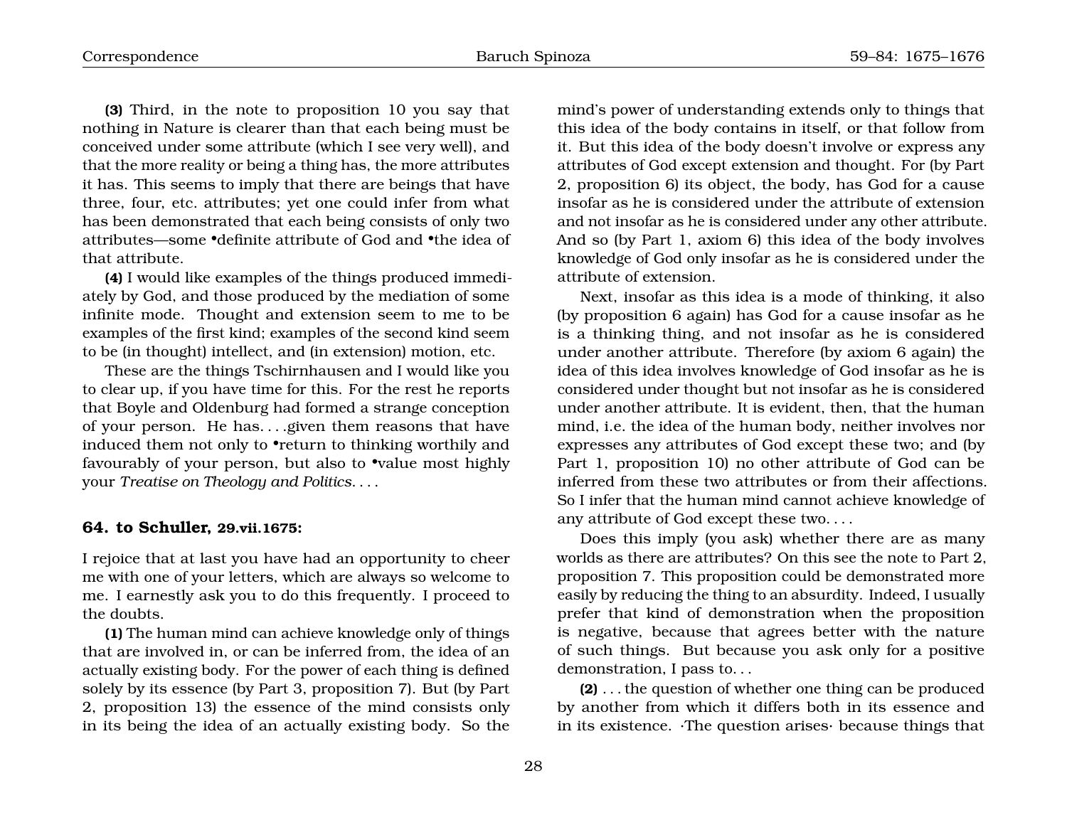**(3)** Third, in the note to proposition 10 you say that nothing in Nature is clearer than that each being must be conceived under some attribute (which I see very well), and that the more reality or being a thing has, the more attributes it has. This seems to imply that there are beings that have three, four, etc. attributes; yet one could infer from what has been demonstrated that each being consists of only two attributes—some •definite attribute of God and •the idea of that attribute.

**(4)** I would like examples of the things produced immediately by God, and those produced by the mediation of some infinite mode. Thought and extension seem to me to be examples of the first kind; examples of the second kind seem to be (in thought) intellect, and (in extension) motion, etc.

These are the things Tschirnhausen and I would like you to clear up, if you have time for this. For the rest he reports that Boyle and Oldenburg had formed a strange conception of your person. He has. . . .given them reasons that have induced them not only to •return to thinking worthily and favourably of your person, but also to •value most highly your *Treatise on Theology and Politics*. . . .

### 64. to Schuller, 29.vii.1675:

I rejoice that at last you have had an opportunity to cheer me with one of your letters, which are always so welcome to me. I earnestly ask you to do this frequently. I proceed to the doubts.

**(1)** The human mind can achieve knowledge only of things that are involved in, or can be inferred from, the idea of an actually existing body. For the power of each thing is defined solely by its essence (by Part 3, proposition 7). But (by Part 2, proposition 13) the essence of the mind consists only in its being the idea of an actually existing body. So the mind's power of understanding extends only to things that this idea of the body contains in itself, or that follow from it. But this idea of the body doesn't involve or express any attributes of God except extension and thought. For (by Part 2, proposition 6) its object, the body, has God for a cause insofar as he is considered under the attribute of extension and not insofar as he is considered under any other attribute. And so (by Part 1, axiom 6) this idea of the body involves knowledge of God only insofar as he is considered under the attribute of extension.

Next, insofar as this idea is a mode of thinking, it also (by proposition 6 again) has God for a cause insofar as he is a thinking thing, and not insofar as he is considered under another attribute. Therefore (by axiom 6 again) the idea of this idea involves knowledge of God insofar as he is considered under thought but not insofar as he is considered under another attribute. It is evident, then, that the human mind, i.e. the idea of the human body, neither involves nor expresses any attributes of God except these two; and (by Part 1, proposition 10) no other attribute of God can be inferred from these two attributes or from their affections. So I infer that the human mind cannot achieve knowledge of any attribute of God except these two. . . .

Does this imply (you ask) whether there are as many worlds as there are attributes? On this see the note to Part 2, proposition 7. This proposition could be demonstrated more easily by reducing the thing to an absurdity. Indeed, I usually prefer that kind of demonstration when the proposition is negative, because that agrees better with the nature of such things. But because you ask only for a positive demonstration, I pass to. . .

**(2)** . . . the question of whether one thing can be produced by another from which it differs both in its essence and in its existence. ·The question arises· because things that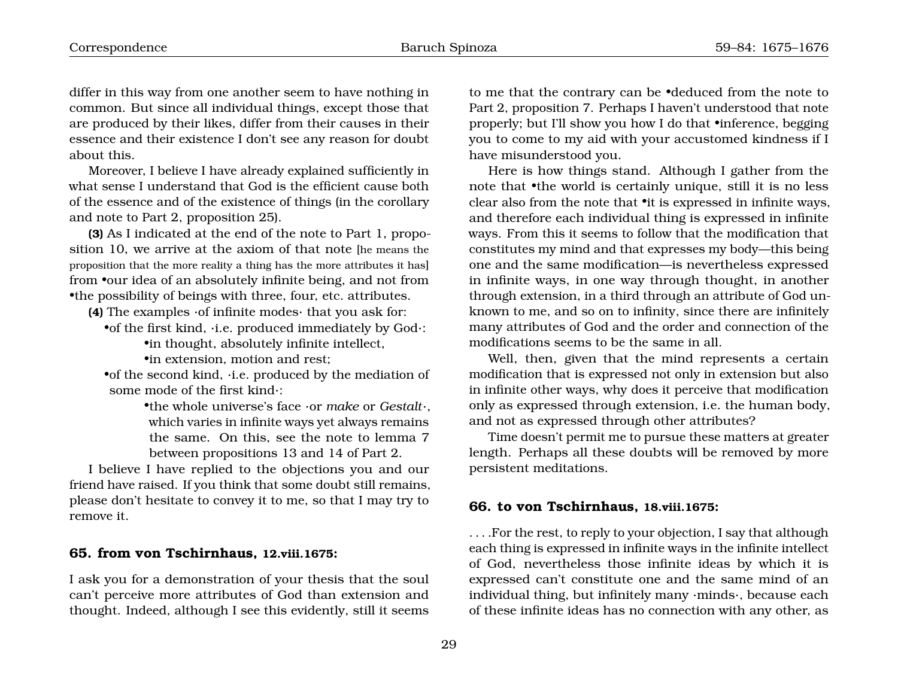differ in this way from one another seem to have nothing in common. But since all individual things, except those that are produced by their likes, differ from their causes in their essence and their existence I don't see any reason for doubt about this.

Moreover, I believe I have already explained sufficiently in what sense I understand that God is the efficient cause both of the essence and of the existence of things (in the corollary and note to Part 2, proposition 25).

**(3)** As I indicated at the end of the note to Part 1, proposition 10, we arrive at the axiom of that note [he means the proposition that the more reality a thing has the more attributes it has] from •our idea of an absolutely infinite being, and not from •the possibility of beings with three, four, etc. attributes.

**(4)** The examples ·of infinite modes· that you ask for:

- •of the first kind, ·i.e. produced immediately by God·:
  - •in thought, absolutely infinite intellect,
  - •in extension, motion and rest;
- •of the second kind, ·i.e. produced by the mediation of some mode of the first kind·:
  - •the whole universe's face ·or *make* or *Gestalt*·, which varies in infinite ways yet always remains the same. On this, see the note to lemma 7 between propositions 13 and 14 of Part 2.

I believe I have replied to the objections you and our friend have raised. If you think that some doubt still remains, please don't hesitate to convey it to me, so that I may try to remove it.

### 65. from von Tschirnhaus, 12.viii.1675:

I ask you for a demonstration of your thesis that the soul can't perceive more attributes of God than extension and thought. Indeed, although I see this evidently, still it seems to me that the contrary can be •deduced from the note to Part 2, proposition 7. Perhaps I haven't understood that note properly; but I'll show you how I do that •inference, begging you to come to my aid with your accustomed kindness if I have misunderstood you.

Here is how things stand. Although I gather from the note that •the world is certainly unique, still it is no less clear also from the note that •it is expressed in infinite ways, and therefore each individual thing is expressed in infinite ways. From this it seems to follow that the modification that constitutes my mind and that expresses my body—this being one and the same modification—is nevertheless expressed in infinite ways, in one way through thought, in another through extension, in a third through an attribute of God unknown to me, and so on to infinity, since there are infinitely many attributes of God and the order and connection of the modifications seems to be the same in all.

Well, then, given that the mind represents a certain modification that is expressed not only in extension but also in infinite other ways, why does it perceive that modification only as expressed through extension, i.e. the human body, and not as expressed through other attributes?

Time doesn't permit me to pursue these matters at greater length. Perhaps all these doubts will be removed by more persistent meditations.

### 66. to von Tschirnhaus, 18.viii.1675:

. . . .For the rest, to reply to your objection, I say that although each thing is expressed in infinite ways in the infinite intellect of God, nevertheless those infinite ideas by which it is expressed can't constitute one and the same mind of an individual thing, but infinitely many ·minds·, because each of these infinite ideas has no connection with any other, as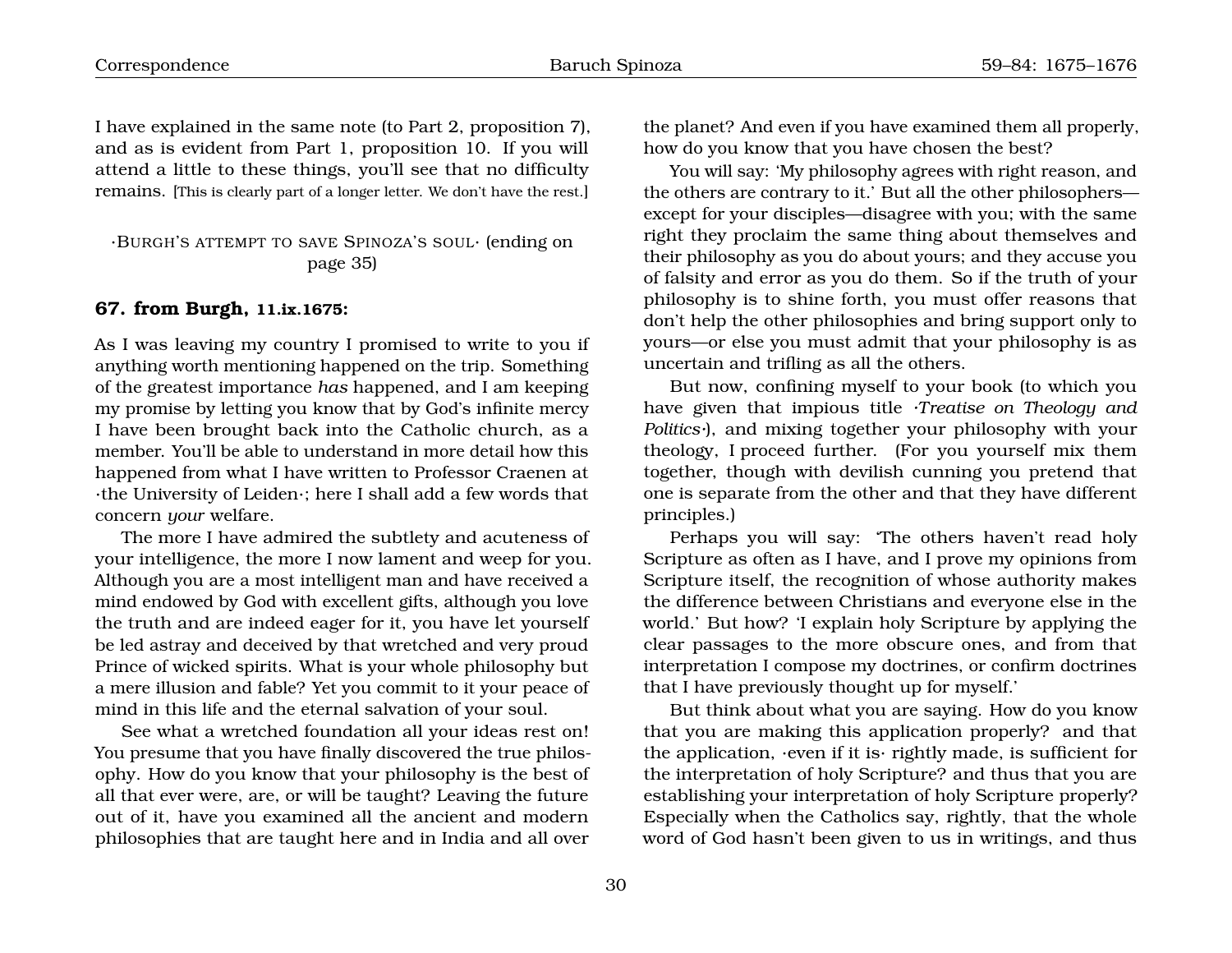I have explained in the same note (to Part 2, proposition 7), and as is evident from Part 1, proposition 10. If you will attend a little to these things, you'll see that no difficulty remains. [This is clearly part of a longer letter. We don't have the rest.]

·BURGH'S ATTEMPT TO SAVE SPINOZA'S SOUL· (ending on page 35)

### 67. from Burgh, 11.ix.1675:

As I was leaving my country I promised to write to you if anything worth mentioning happened on the trip. Something of the greatest importance *has* happened, and I am keeping my promise by letting you know that by God's infinite mercy I have been brought back into the Catholic church, as a member. You'll be able to understand in more detail how this happened from what I have written to Professor Craenen at ·the University of Leiden·; here I shall add a few words that concern *your* welfare.

The more I have admired the subtlety and acuteness of your intelligence, the more I now lament and weep for you. Although you are a most intelligent man and have received a mind endowed by God with excellent gifts, although you love the truth and are indeed eager for it, you have let yourself be led astray and deceived by that wretched and very proud Prince of wicked spirits. What is your whole philosophy but a mere illusion and fable? Yet you commit to it your peace of mind in this life and the eternal salvation of your soul.

See what a wretched foundation all your ideas rest on! You presume that you have finally discovered the true philosophy. How do you know that your philosophy is the best of all that ever were, are, or will be taught? Leaving the future out of it, have you examined all the ancient and modern philosophies that are taught here and in India and all over the planet? And even if you have examined them all properly, how do you know that you have chosen the best?

You will say: 'My philosophy agrees with right reason, and the others are contrary to it.' But all the other philosophers—except for your disciples—disagree with you; with the same right they proclaim the same thing about themselves and their philosophy as you do about yours; and they accuse you of falsity and error as you do them. So if the truth of your philosophy is to shine forth, you must offer reasons that don't help the other philosophies and bring support only to yours—or else you must admit that your philosophy is as uncertain and trifling as all the others.

But now, confining myself to your book (to which you have given that impious title ·*Treatise on Theology and Politics*·), and mixing together your philosophy with your theology, I proceed further. (For you yourself mix them together, though with devilish cunning you pretend that one is separate from the other and that they have different principles.)

Perhaps you will say: 'The others haven't read holy Scripture as often as I have, and I prove my opinions from Scripture itself, the recognition of whose authority makes the difference between Christians and everyone else in the world.' But how? 'I explain holy Scripture by applying the clear passages to the more obscure ones, and from that interpretation I compose my doctrines, or confirm doctrines that I have previously thought up for myself.'

But think about what you are saying. How do you know that you are making this application properly? and that the application, ·even if it is· rightly made, is sufficient for the interpretation of holy Scripture? and thus that you are establishing your interpretation of holy Scripture properly? Especially when the Catholics say, rightly, that the whole word of God hasn't been given to us in writings, and thus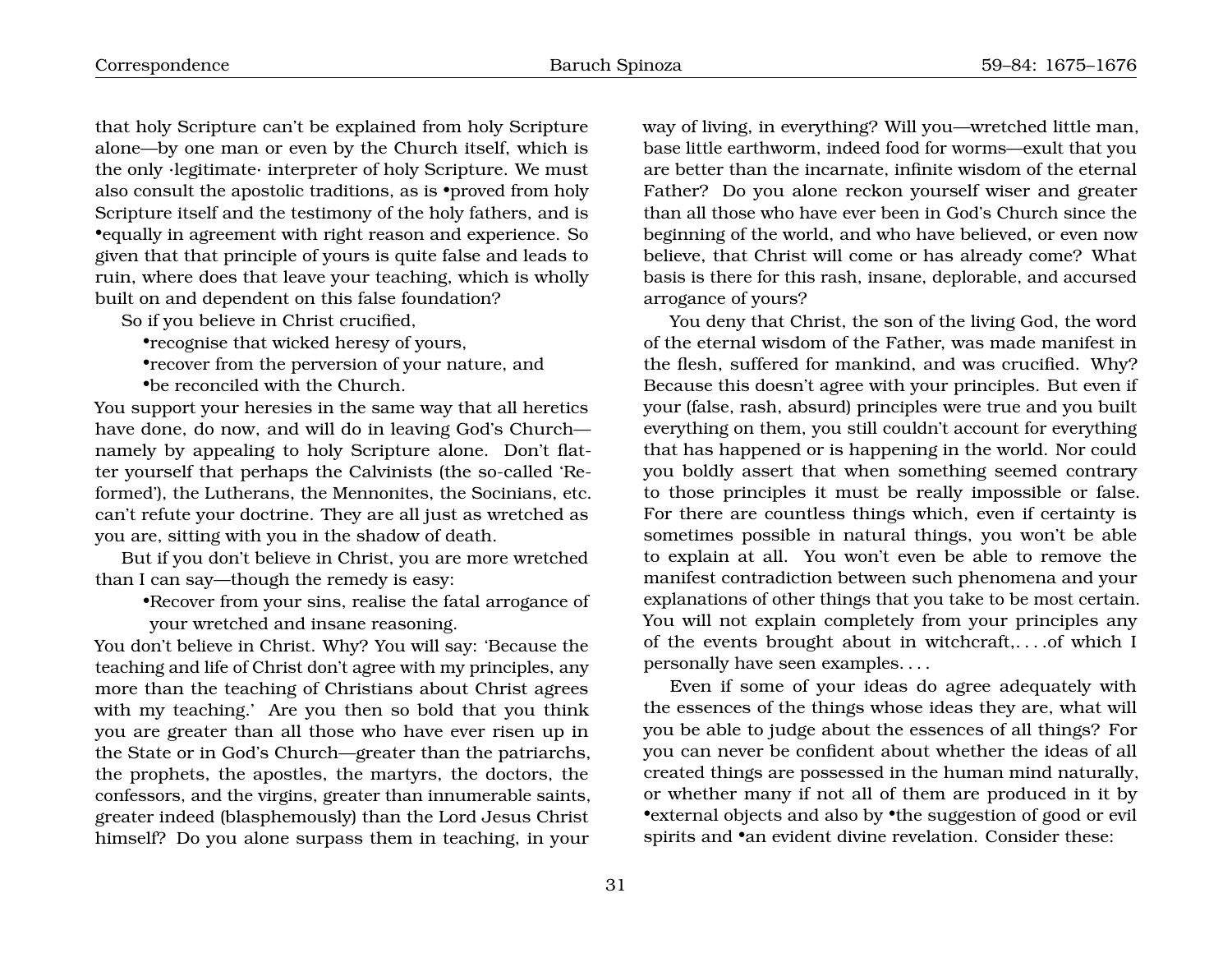that holy Scripture can't be explained from holy Scripture alone—by one man or even by the Church itself, which is the only ·legitimate· interpreter of holy Scripture. We must also consult the apostolic traditions, as is •proved from holy Scripture itself and the testimony of the holy fathers, and is •equally in agreement with right reason and experience. So given that that principle of yours is quite false and leads to ruin, where does that leave your teaching, which is wholly built on and dependent on this false foundation?

So if you believe in Christ crucified,

- •recognise that wicked heresy of yours,
- •recover from the perversion of your nature, and
- •be reconciled with the Church.

You support your heresies in the same way that all heretics have done, do now, and will do in leaving God's Church—namely by appealing to holy Scripture alone. Don't flatter yourself that perhaps the Calvinists (the so-called 'Reformed'), the Lutherans, the Mennonites, the Socinians, etc. can't refute your doctrine. They are all just as wretched as you are, sitting with you in the shadow of death.

But if you don't believe in Christ, you are more wretched than I can say—though the remedy is easy:

- •Recover from your sins, realise the fatal arrogance of your wretched and insane reasoning.

You don't believe in Christ. Why? You will say: 'Because the teaching and life of Christ don't agree with my principles, any more than the teaching of Christians about Christ agrees with my teaching.' Are you then so bold that you think you are greater than all those who have ever risen up in the State or in God's Church—greater than the patriarchs, the prophets, the apostles, the martyrs, the doctors, the confessors, and the virgins, greater than innumerable saints, greater indeed (blasphemously) than the Lord Jesus Christ himself? Do you alone surpass them in teaching, in your way of living, in everything? Will you—wretched little man, base little earthworm, indeed food for worms—exult that you are better than the incarnate, infinite wisdom of the eternal Father? Do you alone reckon yourself wiser and greater than all those who have ever been in God's Church since the beginning of the world, and who have believed, or even now believe, that Christ will come or has already come? What basis is there for this rash, insane, deplorable, and accursed arrogance of yours?

You deny that Christ, the son of the living God, the word of the eternal wisdom of the Father, was made manifest in the flesh, suffered for mankind, and was crucified. Why? Because this doesn't agree with your principles. But even if your (false, rash, absurd) principles were true and you built everything on them, you still couldn't account for everything that has happened or is happening in the world. Nor could you boldly assert that when something seemed contrary to those principles it must be really impossible or false. For there are countless things which, even if certainty is sometimes possible in natural things, you won't be able to explain at all. You won't even be able to remove the manifest contradiction between such phenomena and your explanations of other things that you take to be most certain. You will not explain completely from your principles any of the events brought about in witchcraft,. . . .of which I personally have seen examples. . . .

Even if some of your ideas do agree adequately with the essences of the things whose ideas they are, what will you be able to judge about the essences of all things? For you can never be confident about whether the ideas of all created things are possessed in the human mind naturally, or whether many if not all of them are produced in it by •external objects and also by •the suggestion of good or evil spirits and •an evident divine revelation. Consider these: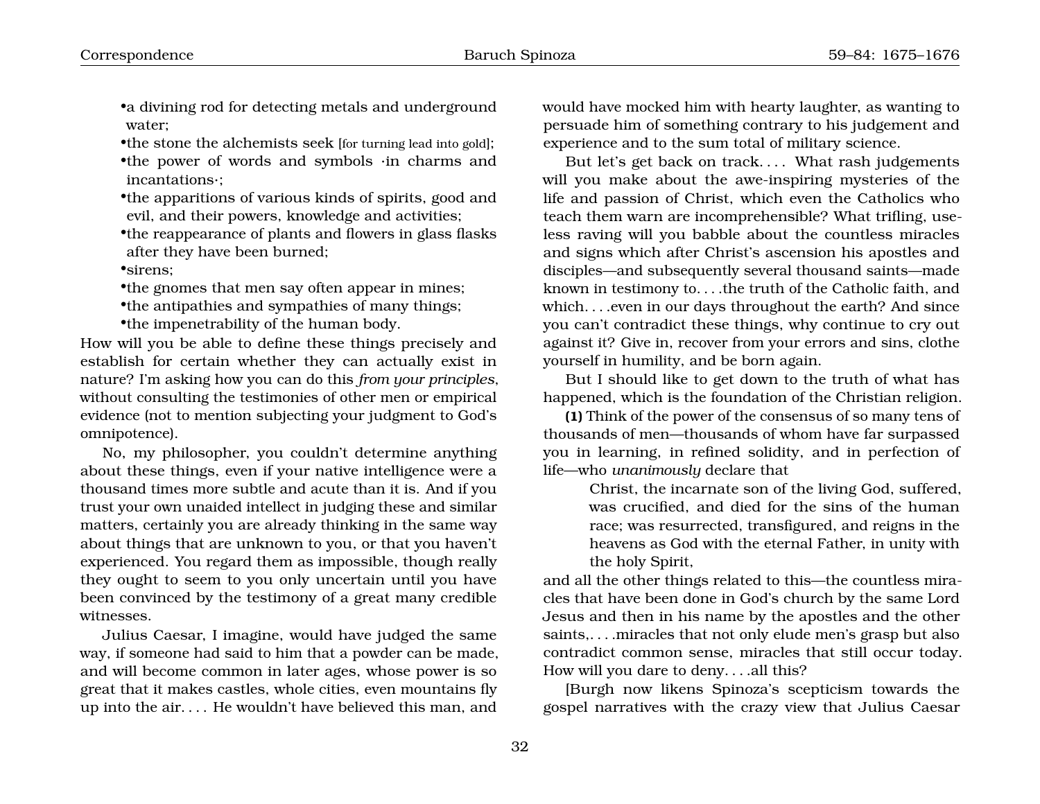- •a divining rod for detecting metals and underground water;
- •the stone the alchemists seek [for turning lead into gold];
- •the power of words and symbols ·in charms and incantations·;
- •the apparitions of various kinds of spirits, good and evil, and their powers, knowledge and activities;
- •the reappearance of plants and flowers in glass flasks after they have been burned;
- •sirens;
- •the gnomes that men say often appear in mines;
- •the antipathies and sympathies of many things;
- •the impenetrability of the human body.

How will you be able to define these things precisely and establish for certain whether they can actually exist in nature? I'm asking how you can do this *from your principles*, without consulting the testimonies of other men or empirical evidence (not to mention subjecting your judgment to God's omnipotence).

No, my philosopher, you couldn't determine anything about these things, even if your native intelligence were a thousand times more subtle and acute than it is. And if you trust your own unaided intellect in judging these and similar matters, certainly you are already thinking in the same way about things that are unknown to you, or that you haven't experienced. You regard them as impossible, though really they ought to seem to you only uncertain until you have been convinced by the testimony of a great many credible witnesses.

Julius Caesar, I imagine, would have judged the same way, if someone had said to him that a powder can be made, and will become common in later ages, whose power is so great that it makes castles, whole cities, even mountains fly up into the air. . . . He wouldn't have believed this man, and would have mocked him with hearty laughter, as wanting to persuade him of something contrary to his judgement and experience and to the sum total of military science.

But let's get back on track. . . . What rash judgements will you make about the awe-inspiring mysteries of the life and passion of Christ, which even the Catholics who teach them warn are incomprehensible? What trifling, useless raving will you babble about the countless miracles and signs which after Christ's ascension his apostles and disciples—and subsequently several thousand saints—made known in testimony to. . . .the truth of the Catholic faith, and which. . . .even in our days throughout the earth? And since you can't contradict these things, why continue to cry out against it? Give in, recover from your errors and sins, clothe yourself in humility, and be born again.

But I should like to get down to the truth of what has happened, which is the foundation of the Christian religion.

**(1)** Think of the power of the consensus of so many tens of thousands of men—thousands of whom have far surpassed you in learning, in refined solidity, and in perfection of life—who *unanimously* declare that

> Christ, the incarnate son of the living God, suffered, was crucified, and died for the sins of the human race; was resurrected, transfigured, and reigns in the heavens as God with the eternal Father, in unity with the holy Spirit,

and all the other things related to this—the countless miracles that have been done in God's church by the same Lord Jesus and then in his name by the apostles and the other saints,. . . .miracles that not only elude men's grasp but also contradict common sense, miracles that still occur today. How will you dare to deny. . . .all this?

[Burgh now likens Spinoza's scepticism towards the gospel narratives with the crazy view that Julius Caesar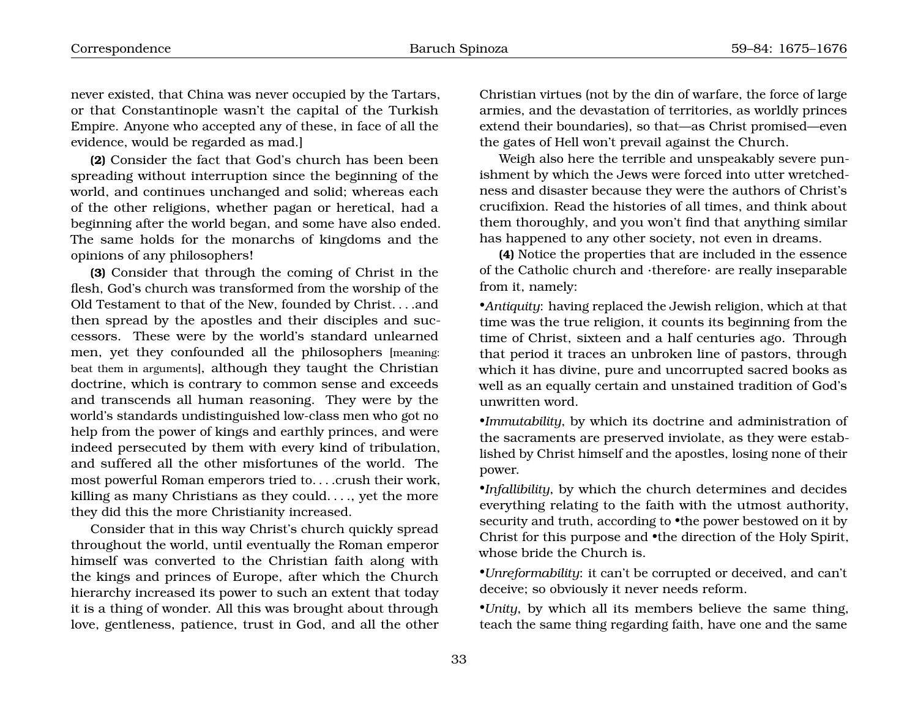never existed, that China was never occupied by the Tartars, or that Constantinople wasn't the capital of the Turkish Empire. Anyone who accepted any of these, in face of all the evidence, would be regarded as mad.]

**(2)** Consider the fact that God's church has been been spreading without interruption since the beginning of the world, and continues unchanged and solid; whereas each of the other religions, whether pagan or heretical, had a beginning after the world began, and some have also ended. The same holds for the monarchs of kingdoms and the opinions of any philosophers!

**(3)** Consider that through the coming of Christ in the flesh, God's church was transformed from the worship of the Old Testament to that of the New, founded by Christ. . . .and then spread by the apostles and their disciples and successors. These were by the world's standard unlearned men, yet they confounded all the philosophers [meaning: beat them in arguments], although they taught the Christian doctrine, which is contrary to common sense and exceeds and transcends all human reasoning. They were by the world's standards undistinguished low-class men who got no help from the power of kings and earthly princes, and were indeed persecuted by them with every kind of tribulation, and suffered all the other misfortunes of the world. The most powerful Roman emperors tried to. . . .crush their work, killing as many Christians as they could. . . ., yet the more they did this the more Christianity increased.

Consider that in this way Christ's church quickly spread throughout the world, until eventually the Roman emperor himself was converted to the Christian faith along with the kings and princes of Europe, after which the Church hierarchy increased its power to such an extent that today it is a thing of wonder. All this was brought about through love, gentleness, patience, trust in God, and all the other Christian virtues (not by the din of warfare, the force of large armies, and the devastation of territories, as worldly princes extend their boundaries), so that—as Christ promised—even the gates of Hell won't prevail against the Church.

Weigh also here the terrible and unspeakably severe punishment by which the Jews were forced into utter wretchedness and disaster because they were the authors of Christ's crucifixion. Read the histories of all times, and think about them thoroughly, and you won't find that anything similar has happened to any other society, not even in dreams.

**(4)** Notice the properties that are included in the essence of the Catholic church and ·therefore· are really inseparable from it, namely:

•*Antiquity*: having replaced the Jewish religion, which at that time was the true religion, it counts its beginning from the time of Christ, sixteen and a half centuries ago. Through that period it traces an unbroken line of pastors, through which it has divine, pure and uncorrupted sacred books as well as an equally certain and unstained tradition of God's unwritten word.

•*Immutability*, by which its doctrine and administration of the sacraments are preserved inviolate, as they were established by Christ himself and the apostles, losing none of their power.

•*Infallibility*, by which the church determines and decides everything relating to the faith with the utmost authority, security and truth, according to •the power bestowed on it by Christ for this purpose and •the direction of the Holy Spirit, whose bride the Church is.

•*Unreformability*: it can't be corrupted or deceived, and can't deceive; so obviously it never needs reform.

•*Unity*, by which all its members believe the same thing, teach the same thing regarding faith, have one and the same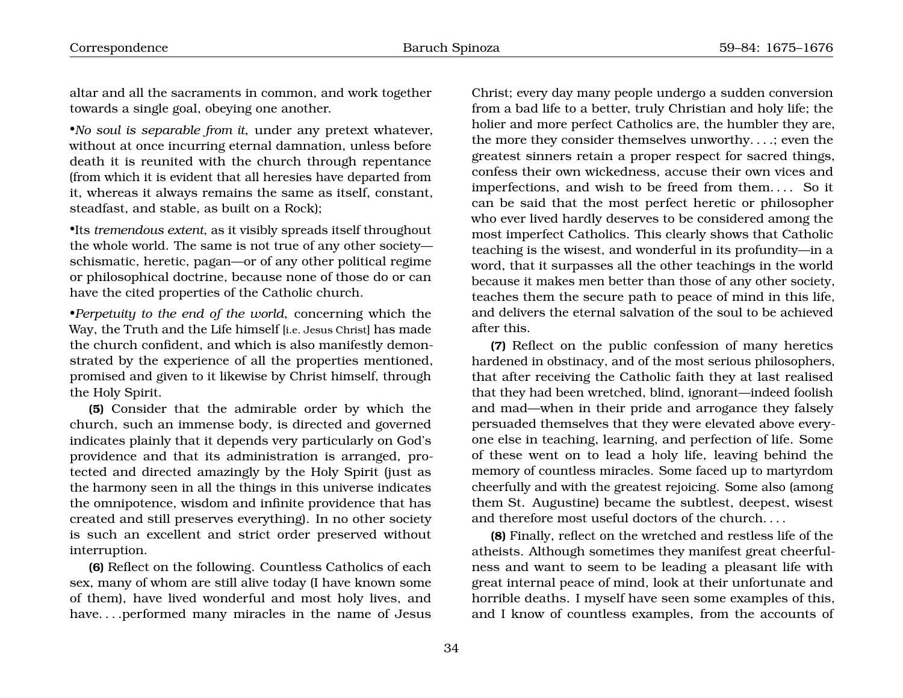altar and all the sacraments in common, and work together towards a single goal, obeying one another.

•*No soul is separable from it*, under any pretext whatever, without at once incurring eternal damnation, unless before death it is reunited with the church through repentance (from which it is evident that all heresies have departed from it, whereas it always remains the same as itself, constant, steadfast, and stable, as built on a Rock);

•Its *tremendous extent*, as it visibly spreads itself throughout the whole world. The same is not true of any other society—schismatic, heretic, pagan—or of any other political regime or philosophical doctrine, because none of those do or can have the cited properties of the Catholic church.

•*Perpetuity to the end of the world*, concerning which the Way, the Truth and the Life himself [i.e. Jesus Christ] has made the church confident, and which is also manifestly demonstrated by the experience of all the properties mentioned, promised and given to it likewise by Christ himself, through the Holy Spirit.

**(5)** Consider that the admirable order by which the church, such an immense body, is directed and governed indicates plainly that it depends very particularly on God's providence and that its administration is arranged, protected and directed amazingly by the Holy Spirit (just as the harmony seen in all the things in this universe indicates the omnipotence, wisdom and infinite providence that has created and still preserves everything). In no other society is such an excellent and strict order preserved without interruption.

**(6)** Reflect on the following. Countless Catholics of each sex, many of whom are still alive today (I have known some of them), have lived wonderful and most holy lives, and have. . . .performed many miracles in the name of Jesus Christ; every day many people undergo a sudden conversion from a bad life to a better, truly Christian and holy life; the holier and more perfect Catholics are, the humbler they are, the more they consider themselves unworthy. . . .; even the greatest sinners retain a proper respect for sacred things, confess their own wickedness, accuse their own vices and imperfections, and wish to be freed from them. . . . So it can be said that the most perfect heretic or philosopher who ever lived hardly deserves to be considered among the most imperfect Catholics. This clearly shows that Catholic teaching is the wisest, and wonderful in its profundity—in a word, that it surpasses all the other teachings in the world because it makes men better than those of any other society, teaches them the secure path to peace of mind in this life, and delivers the eternal salvation of the soul to be achieved after this.

**(7)** Reflect on the public confession of many heretics hardened in obstinacy, and of the most serious philosophers, that after receiving the Catholic faith they at last realised that they had been wretched, blind, ignorant—indeed foolish and mad—when in their pride and arrogance they falsely persuaded themselves that they were elevated above everyone else in teaching, learning, and perfection of life. Some of these went on to lead a holy life, leaving behind the memory of countless miracles. Some faced up to martyrdom cheerfully and with the greatest rejoicing. Some also (among them St. Augustine) became the subtlest, deepest, wisest and therefore most useful doctors of the church. . . .

**(8)** Finally, reflect on the wretched and restless life of the atheists. Although sometimes they manifest great cheerfulness and want to seem to be leading a pleasant life with great internal peace of mind, look at their unfortunate and horrible deaths. I myself have seen some examples of this, and I know of countless examples, from the accounts of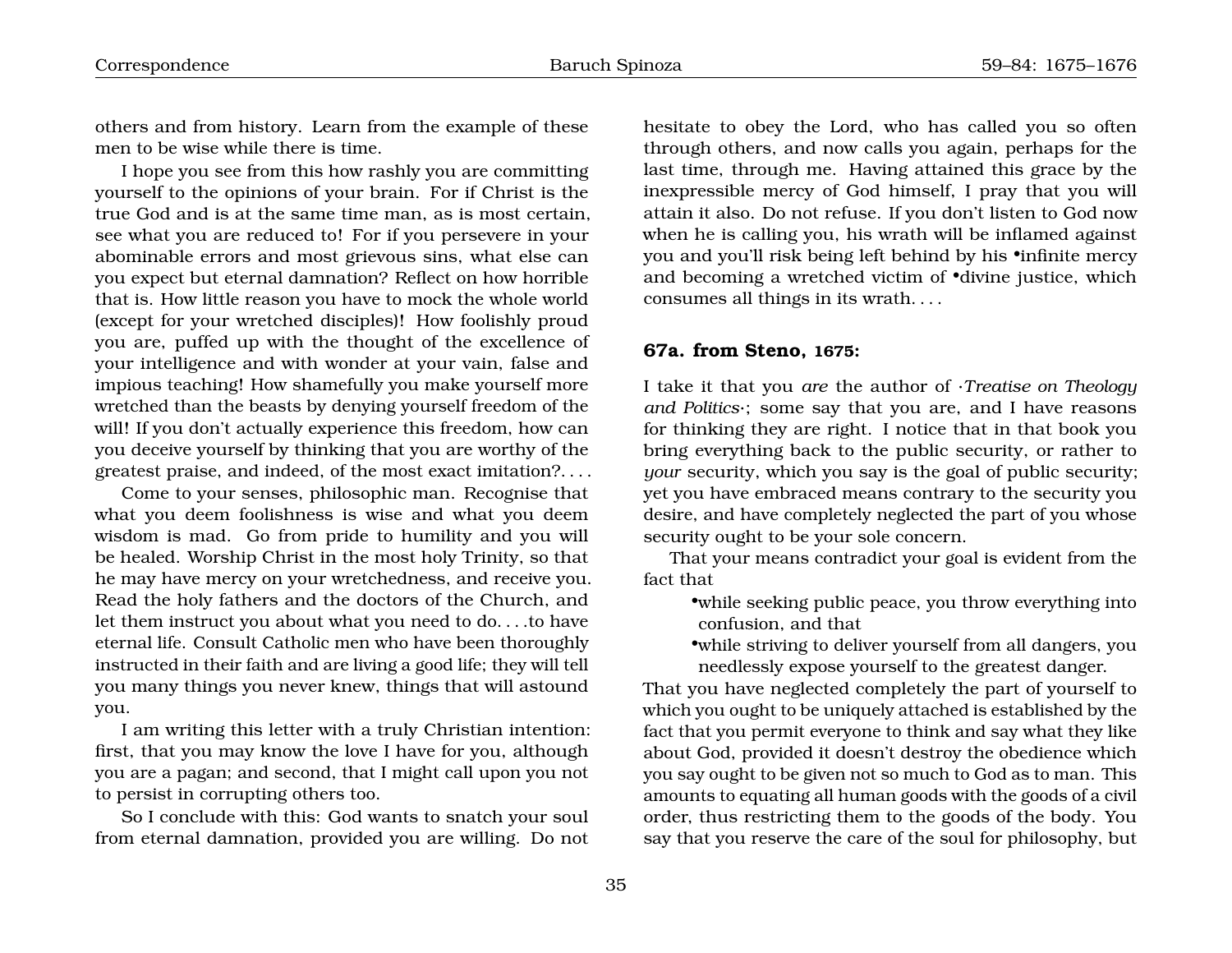others and from history. Learn from the example of these men to be wise while there is time.

I hope you see from this how rashly you are committing yourself to the opinions of your brain. For if Christ is the true God and is at the same time man, as is most certain, see what you are reduced to! For if you persevere in your abominable errors and most grievous sins, what else can you expect but eternal damnation? Reflect on how horrible that is. How little reason you have to mock the whole world (except for your wretched disciples)! How foolishly proud you are, puffed up with the thought of the excellence of your intelligence and with wonder at your vain, false and impious teaching! How shamefully you make yourself more wretched than the beasts by denying yourself freedom of the will! If you don't actually experience this freedom, how can you deceive yourself by thinking that you are worthy of the greatest praise, and indeed, of the most exact imitation?. . . .

Come to your senses, philosophic man. Recognise that what you deem foolishness is wise and what you deem wisdom is mad. Go from pride to humility and you will be healed. Worship Christ in the most holy Trinity, so that he may have mercy on your wretchedness, and receive you. Read the holy fathers and the doctors of the Church, and let them instruct you about what you need to do. . . .to have eternal life. Consult Catholic men who have been thoroughly instructed in their faith and are living a good life; they will tell you many things you never knew, things that will astound you.

I am writing this letter with a truly Christian intention: first, that you may know the love I have for you, although you are a pagan; and second, that I might call upon you not to persist in corrupting others too.

So I conclude with this: God wants to snatch your soul from eternal damnation, provided you are willing. Do not hesitate to obey the Lord, who has called you so often through others, and now calls you again, perhaps for the last time, through me. Having attained this grace by the inexpressible mercy of God himself, I pray that you will attain it also. Do not refuse. If you don't listen to God now when he is calling you, his wrath will be inflamed against you and you'll risk being left behind by his •infinite mercy and becoming a wretched victim of •divine justice, which consumes all things in its wrath. . . .

### 67a. from Steno, 1675:

I take it that you *are* the author of ·*Treatise on Theology and Politics*·; some say that you are, and I have reasons for thinking they are right. I notice that in that book you bring everything back to the public security, or rather to *your* security, which you say is the goal of public security; yet you have embraced means contrary to the security you desire, and have completely neglected the part of you whose security ought to be your sole concern.

That your means contradict your goal is evident from the fact that

- •while seeking public peace, you throw everything into confusion, and that
- •while striving to deliver yourself from all dangers, you needlessly expose yourself to the greatest danger.

That you have neglected completely the part of yourself to which you ought to be uniquely attached is established by the fact that you permit everyone to think and say what they like about God, provided it doesn't destroy the obedience which you say ought to be given not so much to God as to man. This amounts to equating all human goods with the goods of a civil order, thus restricting them to the goods of the body. You say that you reserve the care of the soul for philosophy, but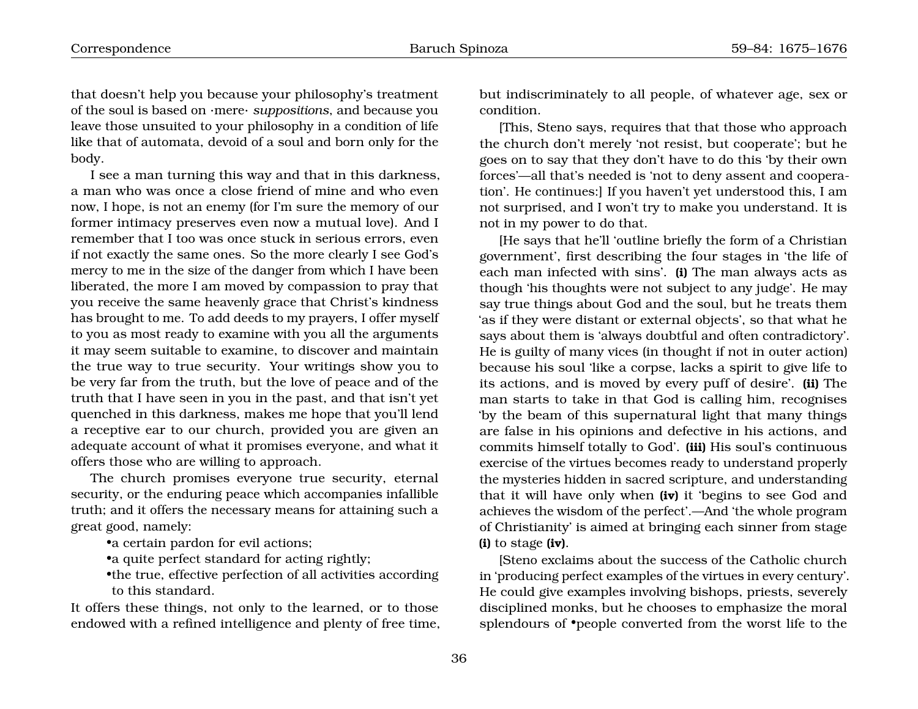that doesn't help you because your philosophy's treatment of the soul is based on ·mere· *suppositions*, and because you leave those unsuited to your philosophy in a condition of life like that of automata, devoid of a soul and born only for the body.

I see a man turning this way and that in this darkness, a man who was once a close friend of mine and who even now, I hope, is not an enemy (for I'm sure the memory of our former intimacy preserves even now a mutual love). And I remember that I too was once stuck in serious errors, even if not exactly the same ones. So the more clearly I see God's mercy to me in the size of the danger from which I have been liberated, the more I am moved by compassion to pray that you receive the same heavenly grace that Christ's kindness has brought to me. To add deeds to my prayers, I offer myself to you as most ready to examine with you all the arguments it may seem suitable to examine, to discover and maintain the true way to true security. Your writings show you to be very far from the truth, but the love of peace and of the truth that I have seen in you in the past, and that isn't yet quenched in this darkness, makes me hope that you'll lend a receptive ear to our church, provided you are given an adequate account of what it promises everyone, and what it offers those who are willing to approach.

The church promises everyone true security, eternal security, or the enduring peace which accompanies infallible truth; and it offers the necessary means for attaining such a great good, namely:

- •a certain pardon for evil actions;
- •a quite perfect standard for acting rightly;
- •the true, effective perfection of all activities according to this standard.

It offers these things, not only to the learned, or to those endowed with a refined intelligence and plenty of free time, but indiscriminately to all people, of whatever age, sex or condition.

[This, Steno says, requires that that those who approach the church don't merely 'not resist, but cooperate'; but he goes on to say that they don't have to do this 'by their own forces'—all that's needed is 'not to deny assent and cooperation'. He continues:] If you haven't yet understood this, I am not surprised, and I won't try to make you understand. It is not in my power to do that.

[He says that he'll 'outline briefly the form of a Christian government', first describing the four stages in 'the life of each man infected with sins'. **(i)** The man always acts as though 'his thoughts were not subject to any judge'. He may say true things about God and the soul, but he treats them 'as if they were distant or external objects', so that what he says about them is 'always doubtful and often contradictory'. He is guilty of many vices (in thought if not in outer action) because his soul 'like a corpse, lacks a spirit to give life to its actions, and is moved by every puff of desire'. **(ii)** The man starts to take in that God is calling him, recognises 'by the beam of this supernatural light that many things are false in his opinions and defective in his actions, and commits himself totally to God'. **(iii)** His soul's continuous exercise of the virtues becomes ready to understand properly the mysteries hidden in sacred scripture, and understanding that it will have only when **(iv)** it 'begins to see God and achieves the wisdom of the perfect'.—And 'the whole program of Christianity' is aimed at bringing each sinner from stage **(i)** to stage **(iv)**.

[Steno exclaims about the success of the Catholic church in 'producing perfect examples of the virtues in every century'. He could give examples involving bishops, priests, severely disciplined monks, but he chooses to emphasize the moral splendours of •people converted from the worst life to the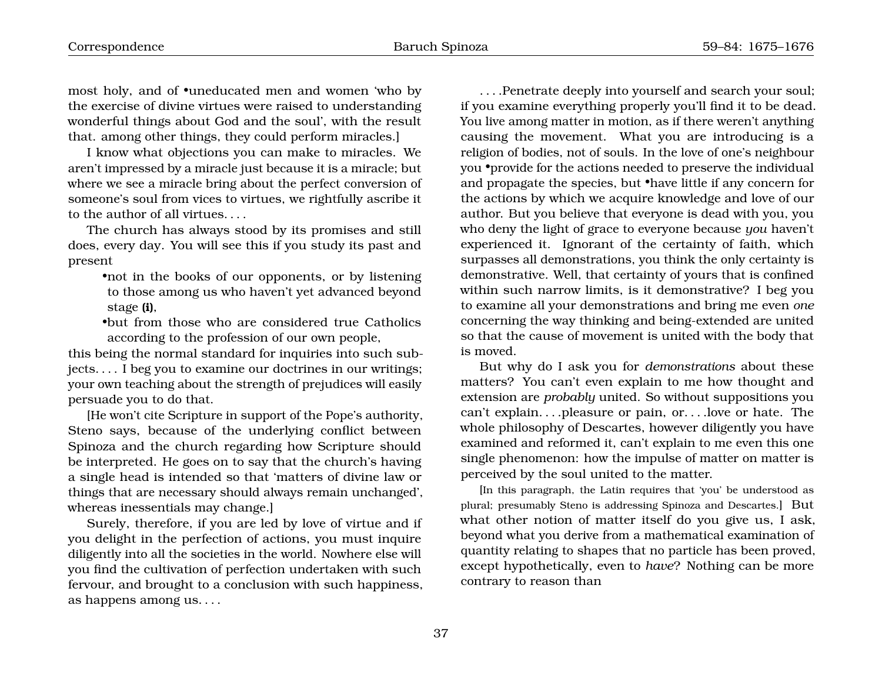most holy, and of •uneducated men and women 'who by the exercise of divine virtues were raised to understanding wonderful things about God and the soul', with the result that. among other things, they could perform miracles.]

I know what objections you can make to miracles. We aren't impressed by a miracle just because it is a miracle; but where we see a miracle bring about the perfect conversion of someone's soul from vices to virtues, we rightfully ascribe it to the author of all virtues. . . .

The church has always stood by its promises and still does, every day. You will see this if you study its past and present

- •not in the books of our opponents, or by listening to those among us who haven't yet advanced beyond stage **(i)**,
- •but from those who are considered true Catholics according to the profession of our own people,

this being the normal standard for inquiries into such subjects. . . . I beg you to examine our doctrines in our writings; your own teaching about the strength of prejudices will easily persuade you to do that.

[He won't cite Scripture in support of the Pope's authority, Steno says, because of the underlying conflict between Spinoza and the church regarding how Scripture should be interpreted. He goes on to say that the church's having a single head is intended so that 'matters of divine law or things that are necessary should always remain unchanged', whereas inessentials may change.]

Surely, therefore, if you are led by love of virtue and if you delight in the perfection of actions, you must inquire diligently into all the societies in the world. Nowhere else will you find the cultivation of perfection undertaken with such fervour, and brought to a conclusion with such happiness, as happens among us. . . .

. . . .Penetrate deeply into yourself and search your soul; if you examine everything properly you'll find it to be dead. You live among matter in motion, as if there weren't anything causing the movement. What you are introducing is a religion of bodies, not of souls. In the love of one's neighbour you •provide for the actions needed to preserve the individual and propagate the species, but •have little if any concern for the actions by which we acquire knowledge and love of our author. But you believe that everyone is dead with you, you who deny the light of grace to everyone because *you* haven't experienced it. Ignorant of the certainty of faith, which surpasses all demonstrations, you think the only certainty is demonstrative. Well, that certainty of yours that is confined within such narrow limits, is it demonstrative? I beg you to examine all your demonstrations and bring me even *one* concerning the way thinking and being-extended are united so that the cause of movement is united with the body that is moved.

But why do I ask you for *demonstrations* about these matters? You can't even explain to me how thought and extension are *probably* united. So without suppositions you can't explain. . . .pleasure or pain, or. . . .love or hate. The whole philosophy of Descartes, however diligently you have examined and reformed it, can't explain to me even this one single phenomenon: how the impulse of matter on matter is perceived by the soul united to the matter.

[In this paragraph, the Latin requires that 'you' be understood as plural; presumably Steno is addressing Spinoza and Descartes.] But what other notion of matter itself do you give us, I ask, beyond what you derive from a mathematical examination of quantity relating to shapes that no particle has been proved, except hypothetically, even to *have*? Nothing can be more contrary to reason than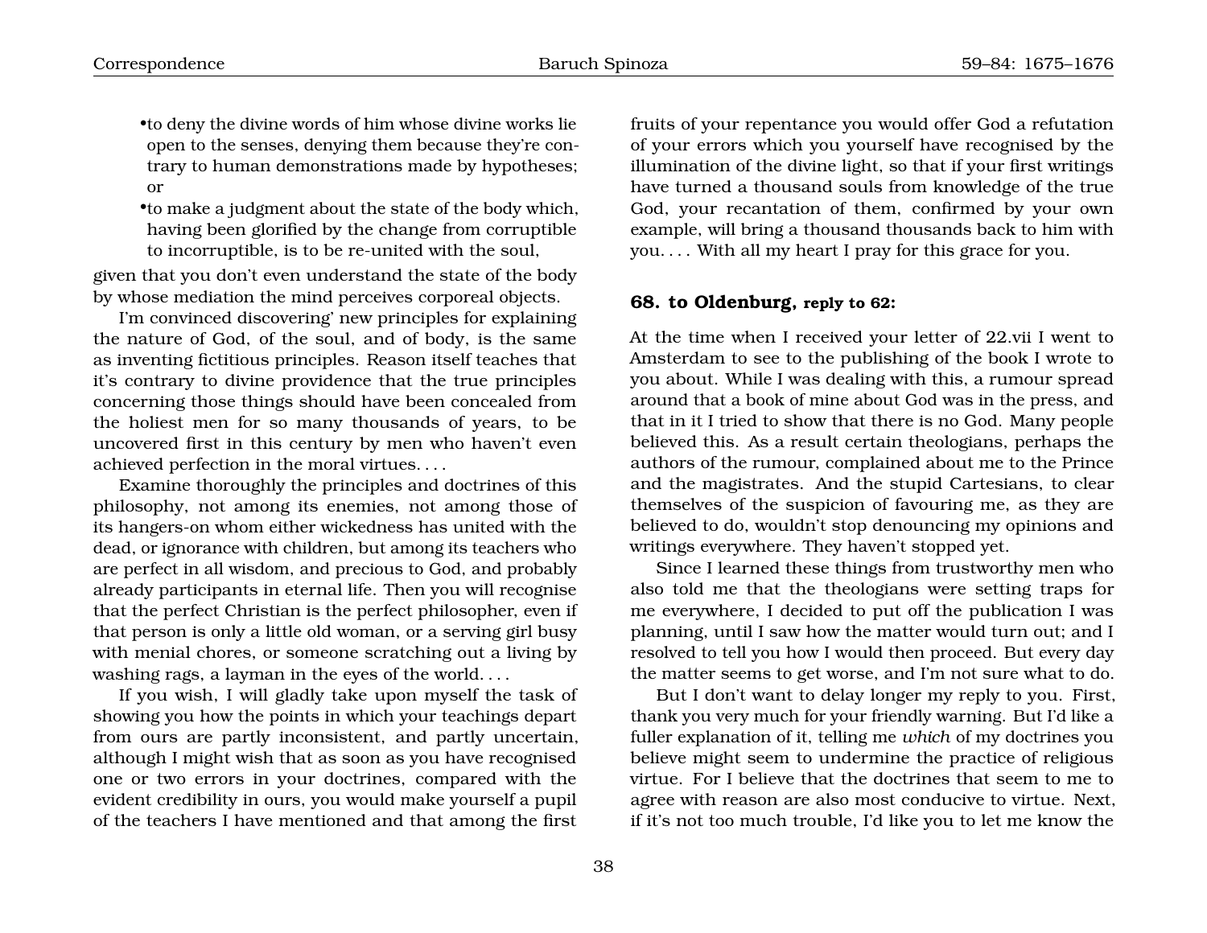- to deny the divine words of him whose divine works lie open to the senses, denying them because they're contrary to human demonstrations made by hypotheses; or
- to make a judgment about the state of the body which, having been glorified by the change from corruptible to incorruptible, is to be re-united with the soul,

given that you don't even understand the state of the body by whose mediation the mind perceives corporeal objects.

I'm convinced discovering' new principles for explaining the nature of God, of the soul, and of body, is the same as inventing fictitious principles. Reason itself teaches that it's contrary to divine providence that the true principles concerning those things should have been concealed from the holiest men for so many thousands of years, to be uncovered first in this century by men who haven't even achieved perfection in the moral virtues. . . .

Examine thoroughly the principles and doctrines of this philosophy, not among its enemies, not among those of its hangers-on whom either wickedness has united with the dead, or ignorance with children, but among its teachers who are perfect in all wisdom, and precious to God, and probably already participants in eternal life. Then you will recognise that the perfect Christian is the perfect philosopher, even if that person is only a little old woman, or a serving girl busy with menial chores, or someone scratching out a living by washing rags, a layman in the eyes of the world. . . .

If you wish, I will gladly take upon myself the task of showing you how the points in which your teachings depart from ours are partly inconsistent, and partly uncertain, although I might wish that as soon as you have recognised one or two errors in your doctrines, compared with the evident credibility in ours, you would make yourself a pupil of the teachers I have mentioned and that among the first fruits of your repentance you would offer God a refutation of your errors which you yourself have recognised by the illumination of the divine light, so that if your first writings have turned a thousand souls from knowledge of the true God, your recantation of them, confirmed by your own example, will bring a thousand thousands back to him with you. . . . With all my heart I pray for this grace for you.

### 68. to Oldenburg, reply to 62:

At the time when I received your letter of 22.vii I went to Amsterdam to see to the publishing of the book I wrote to you about. While I was dealing with this, a rumour spread around that a book of mine about God was in the press, and that in it I tried to show that there is no God. Many people believed this. As a result certain theologians, perhaps the authors of the rumour, complained about me to the Prince and the magistrates. And the stupid Cartesians, to clear themselves of the suspicion of favouring me, as they are believed to do, wouldn't stop denouncing my opinions and writings everywhere. They haven't stopped yet.

Since I learned these things from trustworthy men who also told me that the theologians were setting traps for me everywhere, I decided to put off the publication I was planning, until I saw how the matter would turn out; and I resolved to tell you how I would then proceed. But every day the matter seems to get worse, and I'm not sure what to do.

But I don't want to delay longer my reply to you. First, thank you very much for your friendly warning. But I'd like a fuller explanation of it, telling me *which* of my doctrines you believe might seem to undermine the practice of religious virtue. For I believe that the doctrines that seem to me to agree with reason are also most conducive to virtue. Next, if it's not too much trouble, I'd like you to let me know the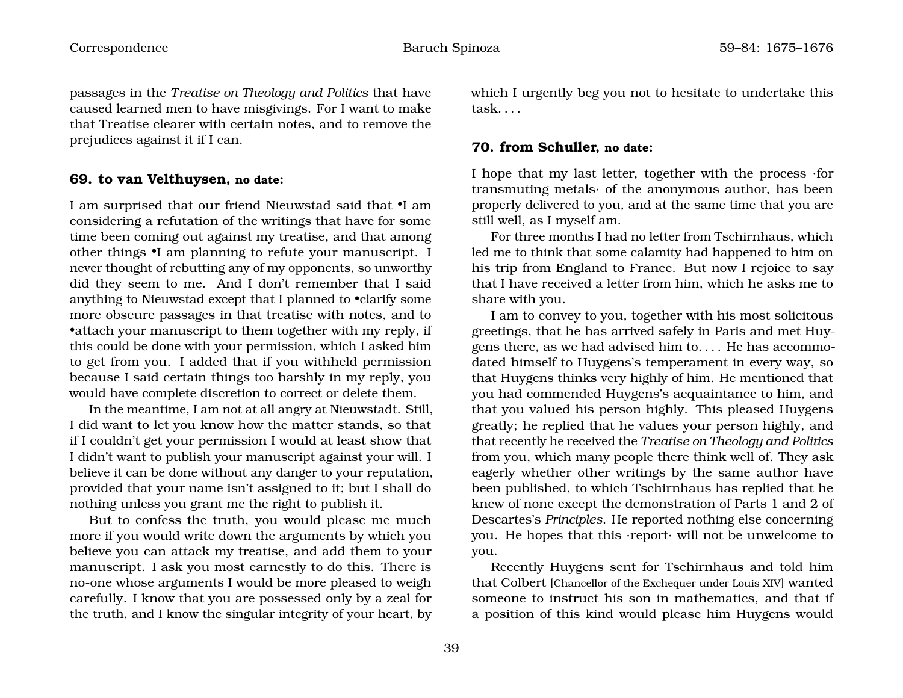passages in the *Treatise on Theology and Politics* that have caused learned men to have misgivings. For I want to make that Treatise clearer with certain notes, and to remove the prejudices against it if I can.

### 69. to van Velthuysen, no date:

I am surprised that our friend Nieuwstad said that •I am considering a refutation of the writings that have for some time been coming out against my treatise, and that among other things •I am planning to refute your manuscript. I never thought of rebutting any of my opponents, so unworthy did they seem to me. And I don't remember that I said anything to Nieuwstad except that I planned to •clarify some more obscure passages in that treatise with notes, and to •attach your manuscript to them together with my reply, if this could be done with your permission, which I asked him to get from you. I added that if you withheld permission because I said certain things too harshly in my reply, you would have complete discretion to correct or delete them.

In the meantime, I am not at all angry at Nieuwstadt. Still, I did want to let you know how the matter stands, so that if I couldn't get your permission I would at least show that I didn't want to publish your manuscript against your will. I believe it can be done without any danger to your reputation, provided that your name isn't assigned to it; but I shall do nothing unless you grant me the right to publish it.

But to confess the truth, you would please me much more if you would write down the arguments by which you believe you can attack my treatise, and add them to your manuscript. I ask you most earnestly to do this. There is no-one whose arguments I would be more pleased to weigh carefully. I know that you are possessed only by a zeal for the truth, and I know the singular integrity of your heart, by which I urgently beg you not to hesitate to undertake this task. . . .

### 70. from Schuller, no date:

I hope that my last letter, together with the process ·for transmuting metals· of the anonymous author, has been properly delivered to you, and at the same time that you are still well, as I myself am.

For three months I had no letter from Tschirnhaus, which led me to think that some calamity had happened to him on his trip from England to France. But now I rejoice to say that I have received a letter from him, which he asks me to share with you.

I am to convey to you, together with his most solicitous greetings, that he has arrived safely in Paris and met Huygens there, as we had advised him to. . . . He has accommodated himself to Huygens's temperament in every way, so that Huygens thinks very highly of him. He mentioned that you had commended Huygens's acquaintance to him, and that you valued his person highly. This pleased Huygens greatly; he replied that he values your person highly, and that recently he received the *Treatise on Theology and Politics* from you, which many people there think well of. They ask eagerly whether other writings by the same author have been published, to which Tschirnhaus has replied that he knew of none except the demonstration of Parts 1 and 2 of Descartes's *Principles.* He reported nothing else concerning you. He hopes that this ·report· will not be unwelcome to you.

Recently Huygens sent for Tschirnhaus and told him that Colbert [Chancellor of the Exchequer under Louis XIV] wanted someone to instruct his son in mathematics, and that if a position of this kind would please him Huygens would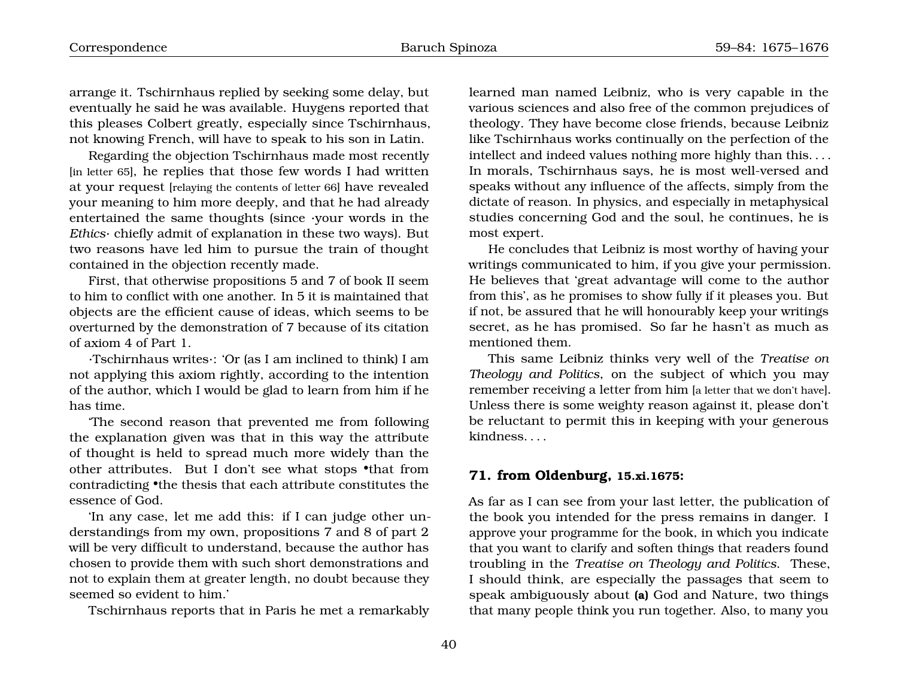arrange it. Tschirnhaus replied by seeking some delay, but eventually he said he was available. Huygens reported that this pleases Colbert greatly, especially since Tschirnhaus, not knowing French, will have to speak to his son in Latin.

Regarding the objection Tschirnhaus made most recently [in letter 65], he replies that those few words I had written at your request [relaying the contents of letter 66] have revealed your meaning to him more deeply, and that he had already entertained the same thoughts (since ·your words in the *Ethics*· chiefly admit of explanation in these two ways). But two reasons have led him to pursue the train of thought contained in the objection recently made.

First, that otherwise propositions 5 and 7 of book II seem to him to conflict with one another. In 5 it is maintained that objects are the efficient cause of ideas, which seems to be overturned by the demonstration of 7 because of its citation of axiom 4 of Part 1.

·Tschirnhaus writes·: 'Or (as I am inclined to think) I am not applying this axiom rightly, according to the intention of the author, which I would be glad to learn from him if he has time.

'The second reason that prevented me from following the explanation given was that in this way the attribute of thought is held to spread much more widely than the other attributes. But I don't see what stops •that from contradicting •the thesis that each attribute constitutes the essence of God.

'In any case, let me add this: if I can judge other understandings from my own, propositions 7 and 8 of part 2 will be very difficult to understand, because the author has chosen to provide them with such short demonstrations and not to explain them at greater length, no doubt because they seemed so evident to him.'

Tschirnhaus reports that in Paris he met a remarkably learned man named Leibniz, who is very capable in the various sciences and also free of the common prejudices of theology. They have become close friends, because Leibniz like Tschirnhaus works continually on the perfection of the intellect and indeed values nothing more highly than this. . . . In morals, Tschirnhaus says, he is most well-versed and speaks without any influence of the affects, simply from the dictate of reason. In physics, and especially in metaphysical studies concerning God and the soul, he continues, he is most expert.

He concludes that Leibniz is most worthy of having your writings communicated to him, if you give your permission. He believes that 'great advantage will come to the author from this', as he promises to show fully if it pleases you. But if not, be assured that he will honourably keep your writings secret, as he has promised. So far he hasn't as much as mentioned them.

This same Leibniz thinks very well of the *Treatise on Theology and Politics*, on the subject of which you may remember receiving a letter from him [a letter that we don't have]. Unless there is some weighty reason against it, please don't be reluctant to permit this in keeping with your generous kindness. . . .

### 71. from Oldenburg, 15.xi.1675:

As far as I can see from your last letter, the publication of the book you intended for the press remains in danger. I approve your programme for the book, in which you indicate that you want to clarify and soften things that readers found troubling in the *Treatise on Theology and Politics*. These, I should think, are especially the passages that seem to speak ambiguously about **(a)** God and Nature, two things that many people think you run together. Also, to many you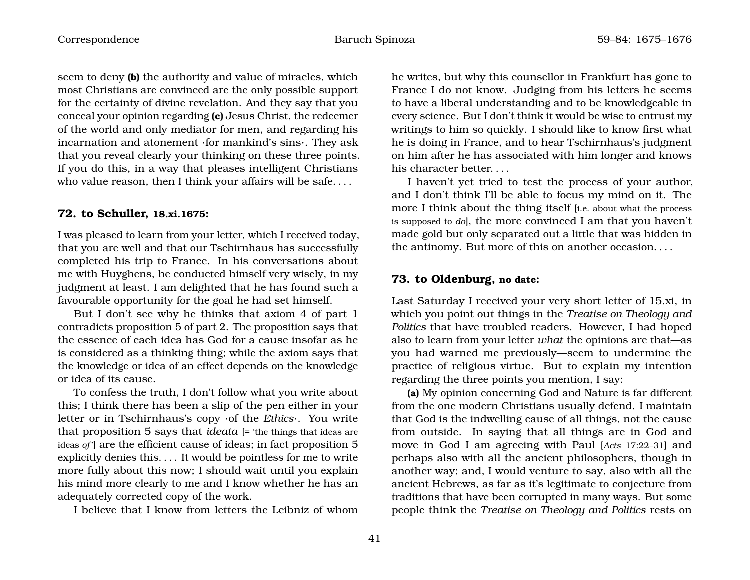seem to deny **(b)** the authority and value of miracles, which most Christians are convinced are the only possible support for the certainty of divine revelation. And they say that you conceal your opinion regarding **(c)** Jesus Christ, the redeemer of the world and only mediator for men, and regarding his incarnation and atonement ·for mankind's sins·. They ask that you reveal clearly your thinking on these three points. If you do this, in a way that pleases intelligent Christians who value reason, then I think your affairs will be safe. . . .

### 72. to Schuller, 18.xi.1675:

I was pleased to learn from your letter, which I received today, that you are well and that our Tschirnhaus has successfully completed his trip to France. In his conversations about me with Huyghens, he conducted himself very wisely, in my judgment at least. I am delighted that he has found such a favourable opportunity for the goal he had set himself.

But I don't see why he thinks that axiom 4 of part 1 contradicts proposition 5 of part 2. The proposition says that the essence of each idea has God for a cause insofar as he is considered as a thinking thing; while the axiom says that the knowledge or idea of an effect depends on the knowledge or idea of its cause.

To confess the truth, I don't follow what you write about this; I think there has been a slip of the pen either in your letter or in Tschirnhaus's copy ·of the *Ethics*·. You write that proposition 5 says that *ideata* [= 'the things that ideas are ideas *of*'] are the efficient cause of ideas; in fact proposition 5 explicitly denies this. . . . It would be pointless for me to write more fully about this now; I should wait until you explain his mind more clearly to me and I know whether he has an adequately corrected copy of the work.

I believe that I know from letters the Leibniz of whom he writes, but why this counsellor in Frankfurt has gone to France I do not know. Judging from his letters he seems to have a liberal understanding and to be knowledgeable in every science. But I don't think it would be wise to entrust my writings to him so quickly. I should like to know first what he is doing in France, and to hear Tschirnhaus's judgment on him after he has associated with him longer and knows his character better. . . .

I haven't yet tried to test the process of your author, and I don't think I'll be able to focus my mind on it. The more I think about the thing itself [i.e. about what the process is supposed to *do*], the more convinced I am that you haven't made gold but only separated out a little that was hidden in the antinomy. But more of this on another occasion. . . .

### 73. to Oldenburg, no date:

Last Saturday I received your very short letter of 15.xi, in which you point out things in the *Treatise on Theology and Politics* that have troubled readers. However, I had hoped also to learn from your letter *what* the opinions are that—as you had warned me previously—seem to undermine the practice of religious virtue. But to explain my intention regarding the three points you mention, I say:

**(a)** My opinion concerning God and Nature is far different from the one modern Christians usually defend. I maintain that God is the indwelling cause of all things, not the cause from outside. In saying that all things are in God and move in God I am agreeing with Paul [*Acts* 17:22–31] and perhaps also with all the ancient philosophers, though in another way; and, I would venture to say, also with all the ancient Hebrews, as far as it's legitimate to conjecture from traditions that have been corrupted in many ways. But some people think the *Treatise on Theology and Politics* rests on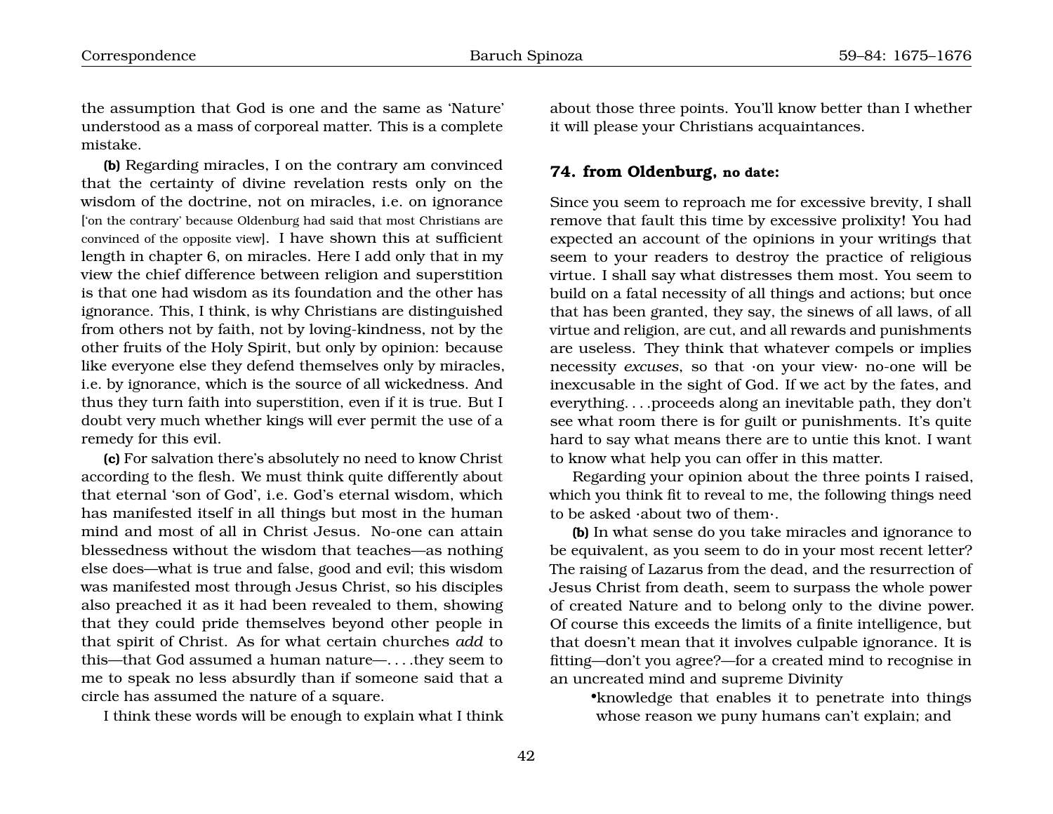the assumption that God is one and the same as 'Nature' understood as a mass of corporeal matter. This is a complete mistake.

**(b)** Regarding miracles, I on the contrary am convinced that the certainty of divine revelation rests only on the wisdom of the doctrine, not on miracles, i.e. on ignorance ['on the contrary' because Oldenburg had said that most Christians are convinced of the opposite view]. I have shown this at sufficient length in chapter 6, on miracles. Here I add only that in my view the chief difference between religion and superstition is that one had wisdom as its foundation and the other has ignorance. This, I think, is why Christians are distinguished from others not by faith, not by loving-kindness, not by the other fruits of the Holy Spirit, but only by opinion: because like everyone else they defend themselves only by miracles, i.e. by ignorance, which is the source of all wickedness. And thus they turn faith into superstition, even if it is true. But I doubt very much whether kings will ever permit the use of a remedy for this evil.

**(c)** For salvation there's absolutely no need to know Christ according to the flesh. We must think quite differently about that eternal 'son of God', i.e. God's eternal wisdom, which has manifested itself in all things but most in the human mind and most of all in Christ Jesus. No-one can attain blessedness without the wisdom that teaches—as nothing else does—what is true and false, good and evil; this wisdom was manifested most through Jesus Christ, so his disciples also preached it as it had been revealed to them, showing that they could pride themselves beyond other people in that spirit of Christ. As for what certain churches *add* to this—that God assumed a human nature—. . . .they seem to me to speak no less absurdly than if someone said that a circle has assumed the nature of a square.

I think these words will be enough to explain what I think about those three points. You'll know better than I whether it will please your Christians acquaintances.

### 74. from Oldenburg, no date:

Since you seem to reproach me for excessive brevity, I shall remove that fault this time by excessive prolixity! You had expected an account of the opinions in your writings that seem to your readers to destroy the practice of religious virtue. I shall say what distresses them most. You seem to build on a fatal necessity of all things and actions; but once that has been granted, they say, the sinews of all laws, of all virtue and religion, are cut, and all rewards and punishments are useless. They think that whatever compels or implies necessity *excuses*, so that ·on your view· no-one will be inexcusable in the sight of God. If we act by the fates, and everything. . . .proceeds along an inevitable path, they don't see what room there is for guilt or punishments. It's quite hard to say what means there are to untie this knot. I want to know what help you can offer in this matter.

Regarding your opinion about the three points I raised, which you think fit to reveal to me, the following things need to be asked ·about two of them·.

**(b)** In what sense do you take miracles and ignorance to be equivalent, as you seem to do in your most recent letter? The raising of Lazarus from the dead, and the resurrection of Jesus Christ from death, seem to surpass the whole power of created Nature and to belong only to the divine power. Of course this exceeds the limits of a finite intelligence, but that doesn't mean that it involves culpable ignorance. It is fitting—don't you agree?—for a created mind to recognise in an uncreated mind and supreme Divinity

- knowledge that enables it to penetrate into things whose reason we puny humans can't explain; and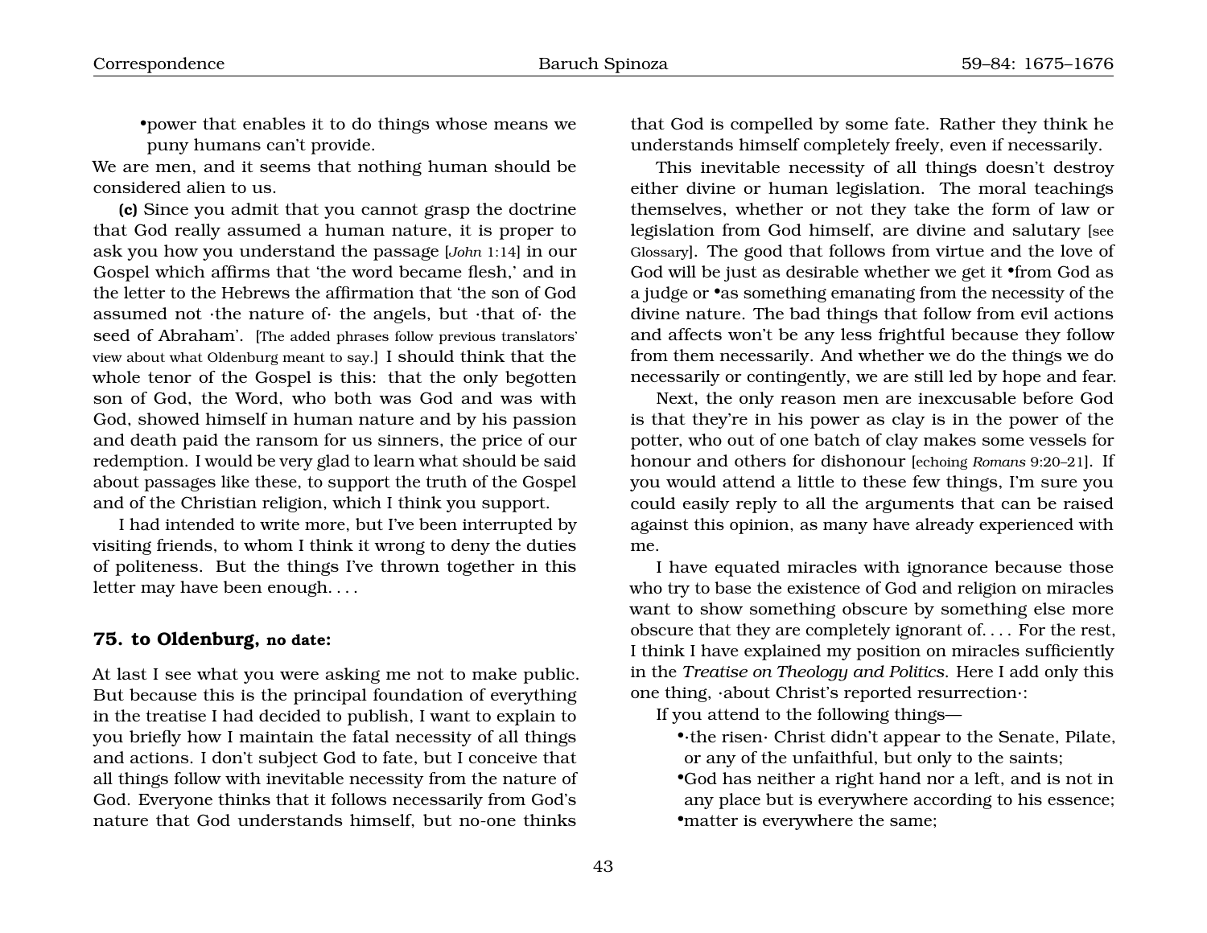•power that enables it to do things whose means we puny humans can't provide.

We are men, and it seems that nothing human should be considered alien to us.

**(c)** Since you admit that you cannot grasp the doctrine that God really assumed a human nature, it is proper to ask you how you understand the passage [*John* 1:14] in our Gospel which affirms that 'the word became flesh,' and in the letter to the Hebrews the affirmation that 'the son of God assumed not ·the nature of· the angels, but ·that of· the seed of Abraham'. [The added phrases follow previous translators' view about what Oldenburg meant to say.] I should think that the whole tenor of the Gospel is this: that the only begotten son of God, the Word, who both was God and was with God, showed himself in human nature and by his passion and death paid the ransom for us sinners, the price of our redemption. I would be very glad to learn what should be said about passages like these, to support the truth of the Gospel and of the Christian religion, which I think you support.

I had intended to write more, but I've been interrupted by visiting friends, to whom I think it wrong to deny the duties of politeness. But the things I've thrown together in this letter may have been enough. . . .

### 75. to Oldenburg, no date:

At last I see what you were asking me not to make public. But because this is the principal foundation of everything in the treatise I had decided to publish, I want to explain to you briefly how I maintain the fatal necessity of all things and actions. I don't subject God to fate, but I conceive that all things follow with inevitable necessity from the nature of God. Everyone thinks that it follows necessarily from God's nature that God understands himself, but no-one thinks that God is compelled by some fate. Rather they think he understands himself completely freely, even if necessarily.

This inevitable necessity of all things doesn't destroy either divine or human legislation. The moral teachings themselves, whether or not they take the form of law or legislation from God himself, are divine and salutary [see Glossary]. The good that follows from virtue and the love of God will be just as desirable whether we get it •from God as a judge or •as something emanating from the necessity of the divine nature. The bad things that follow from evil actions and affects won't be any less frightful because they follow from them necessarily. And whether we do the things we do necessarily or contingently, we are still led by hope and fear.

Next, the only reason men are inexcusable before God is that they're in his power as clay is in the power of the potter, who out of one batch of clay makes some vessels for honour and others for dishonour [echoing *Romans* 9:20–21]. If you would attend a little to these few things, I'm sure you could easily reply to all the arguments that can be raised against this opinion, as many have already experienced with me.

I have equated miracles with ignorance because those who try to base the existence of God and religion on miracles want to show something obscure by something else more obscure that they are completely ignorant of. . . . For the rest, I think I have explained my position on miracles sufficiently in the *Treatise on Theology and Politics*. Here I add only this one thing, ·about Christ's reported resurrection·:

If you attend to the following things—

- ·the risen· Christ didn't appear to the Senate, Pilate, or any of the unfaithful, but only to the saints;
- God has neither a right hand nor a left, and is not in any place but is everywhere according to his essence;
- matter is everywhere the same;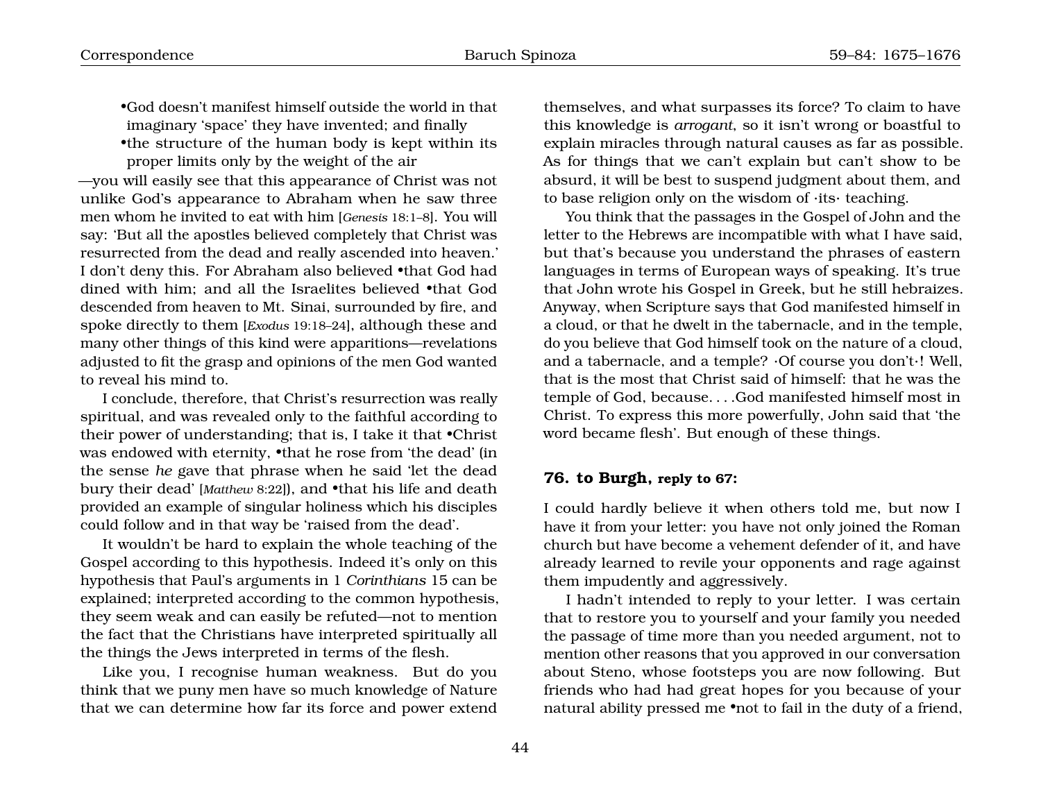- •God doesn't manifest himself outside the world in that imaginary 'space' they have invented; and finally
- •the structure of the human body is kept within its proper limits only by the weight of the air

—you will easily see that this appearance of Christ was not unlike God's appearance to Abraham when he saw three men whom he invited to eat with him [*Genesis* 18:1–8]. You will say: 'But all the apostles believed completely that Christ was resurrected from the dead and really ascended into heaven.' I don't deny this. For Abraham also believed •that God had dined with him; and all the Israelites believed •that God descended from heaven to Mt. Sinai, surrounded by fire, and spoke directly to them [*Exodus* 19:18–24], although these and many other things of this kind were apparitions—revelations adjusted to fit the grasp and opinions of the men God wanted to reveal his mind to.

I conclude, therefore, that Christ's resurrection was really spiritual, and was revealed only to the faithful according to their power of understanding; that is, I take it that •Christ was endowed with eternity, •that he rose from 'the dead' (in the sense *he* gave that phrase when he said 'let the dead bury their dead' [*Matthew* 8:22]), and •that his life and death provided an example of singular holiness which his disciples could follow and in that way be 'raised from the dead'.

It wouldn't be hard to explain the whole teaching of the Gospel according to this hypothesis. Indeed it's only on this hypothesis that Paul's arguments in 1 *Corinthians* 15 can be explained; interpreted according to the common hypothesis, they seem weak and can easily be refuted—not to mention the fact that the Christians have interpreted spiritually all the things the Jews interpreted in terms of the flesh.

Like you, I recognise human weakness. But do you think that we puny men have so much knowledge of Nature that we can determine how far its force and power extend themselves, and what surpasses its force? To claim to have this knowledge is *arrogant*, so it isn't wrong or boastful to explain miracles through natural causes as far as possible. As for things that we can't explain but can't show to be absurd, it will be best to suspend judgment about them, and to base religion only on the wisdom of ·its· teaching.

You think that the passages in the Gospel of John and the letter to the Hebrews are incompatible with what I have said, but that's because you understand the phrases of eastern languages in terms of European ways of speaking. It's true that John wrote his Gospel in Greek, but he still hebraizes. Anyway, when Scripture says that God manifested himself in a cloud, or that he dwelt in the tabernacle, and in the temple, do you believe that God himself took on the nature of a cloud, and a tabernacle, and a temple? ·Of course you don't·! Well, that is the most that Christ said of himself: that he was the temple of God, because. . . .God manifested himself most in Christ. To express this more powerfully, John said that 'the word became flesh'. But enough of these things.

### 76. to Burgh, reply to 67:

I could hardly believe it when others told me, but now I have it from your letter: you have not only joined the Roman church but have become a vehement defender of it, and have already learned to revile your opponents and rage against them impudently and aggressively.

I hadn't intended to reply to your letter. I was certain that to restore you to yourself and your family you needed the passage of time more than you needed argument, not to mention other reasons that you approved in our conversation about Steno, whose footsteps you are now following. But friends who had had great hopes for you because of your natural ability pressed me •not to fail in the duty of a friend,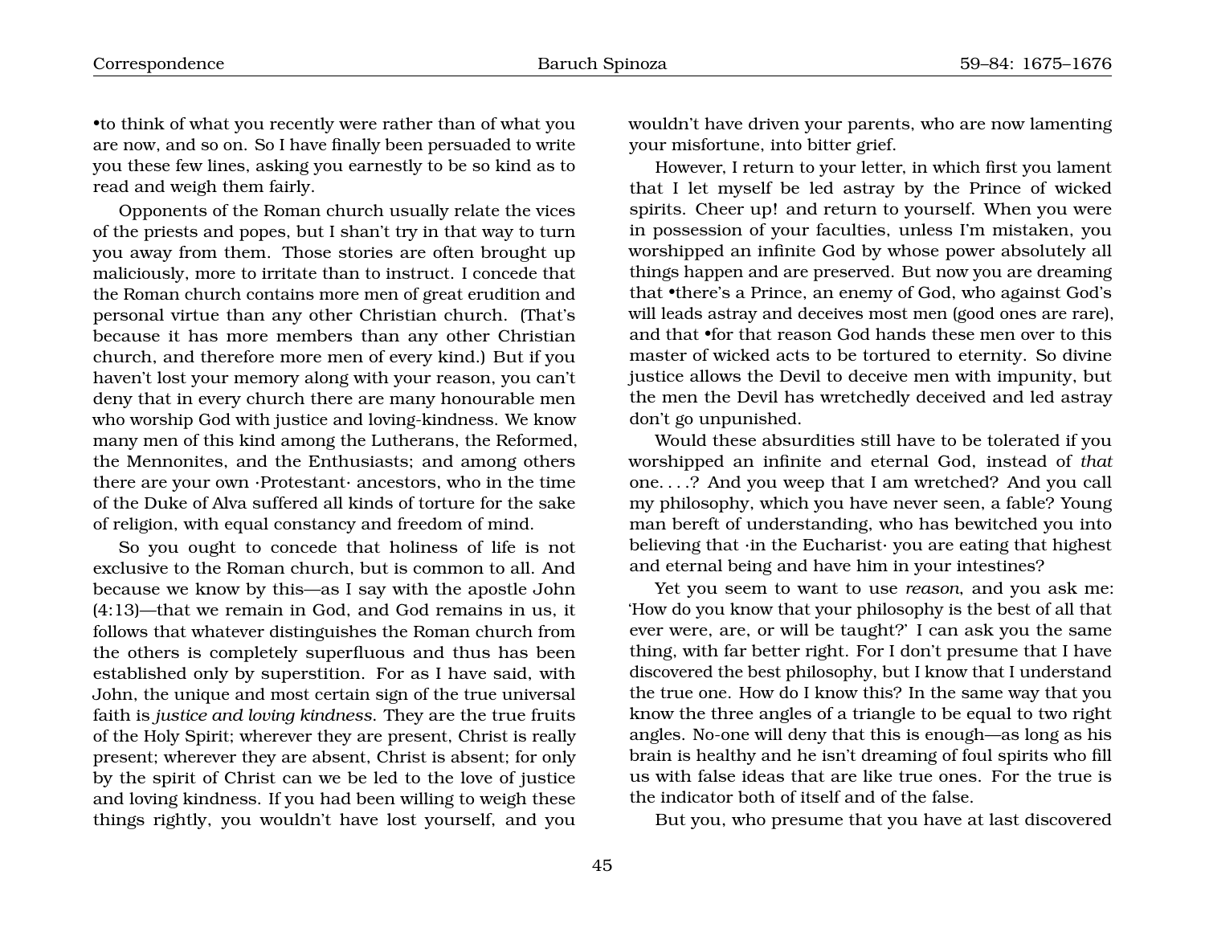•to think of what you recently were rather than of what you are now, and so on. So I have finally been persuaded to write you these few lines, asking you earnestly to be so kind as to read and weigh them fairly.

Opponents of the Roman church usually relate the vices of the priests and popes, but I shan't try in that way to turn you away from them. Those stories are often brought up maliciously, more to irritate than to instruct. I concede that the Roman church contains more men of great erudition and personal virtue than any other Christian church. (That's because it has more members than any other Christian church, and therefore more men of every kind.) But if you haven't lost your memory along with your reason, you can't deny that in every church there are many honourable men who worship God with justice and loving-kindness. We know many men of this kind among the Lutherans, the Reformed, the Mennonites, and the Enthusiasts; and among others there are your own ·Protestant· ancestors, who in the time of the Duke of Alva suffered all kinds of torture for the sake of religion, with equal constancy and freedom of mind.

So you ought to concede that holiness of life is not exclusive to the Roman church, but is common to all. And because we know by this—as I say with the apostle John (4:13)—that we remain in God, and God remains in us, it follows that whatever distinguishes the Roman church from the others is completely superfluous and thus has been established only by superstition. For as I have said, with John, the unique and most certain sign of the true universal faith is *justice and loving kindness*. They are the true fruits of the Holy Spirit; wherever they are present, Christ is really present; wherever they are absent, Christ is absent; for only by the spirit of Christ can we be led to the love of justice and loving kindness. If you had been willing to weigh these things rightly, you wouldn't have lost yourself, and you wouldn't have driven your parents, who are now lamenting your misfortune, into bitter grief.

However, I return to your letter, in which first you lament that I let myself be led astray by the Prince of wicked spirits. Cheer up! and return to yourself. When you were in possession of your faculties, unless I'm mistaken, you worshipped an infinite God by whose power absolutely all things happen and are preserved. But now you are dreaming that •there's a Prince, an enemy of God, who against God's will leads astray and deceives most men (good ones are rare), and that •for that reason God hands these men over to this master of wicked acts to be tortured to eternity. So divine justice allows the Devil to deceive men with impunity, but the men the Devil has wretchedly deceived and led astray don't go unpunished.

Would these absurdities still have to be tolerated if you worshipped an infinite and eternal God, instead of *that* one. . . .? And you weep that I am wretched? And you call my philosophy, which you have never seen, a fable? Young man bereft of understanding, who has bewitched you into believing that ·in the Eucharist· you are eating that highest and eternal being and have him in your intestines?

Yet you seem to want to use *reason*, and you ask me: 'How do you know that your philosophy is the best of all that ever were, are, or will be taught?' I can ask you the same thing, with far better right. For I don't presume that I have discovered the best philosophy, but I know that I understand the true one. How do I know this? In the same way that you know the three angles of a triangle to be equal to two right angles. No-one will deny that this is enough—as long as his brain is healthy and he isn't dreaming of foul spirits who fill us with false ideas that are like true ones. For the true is the indicator both of itself and of the false.

But you, who presume that you have at last discovered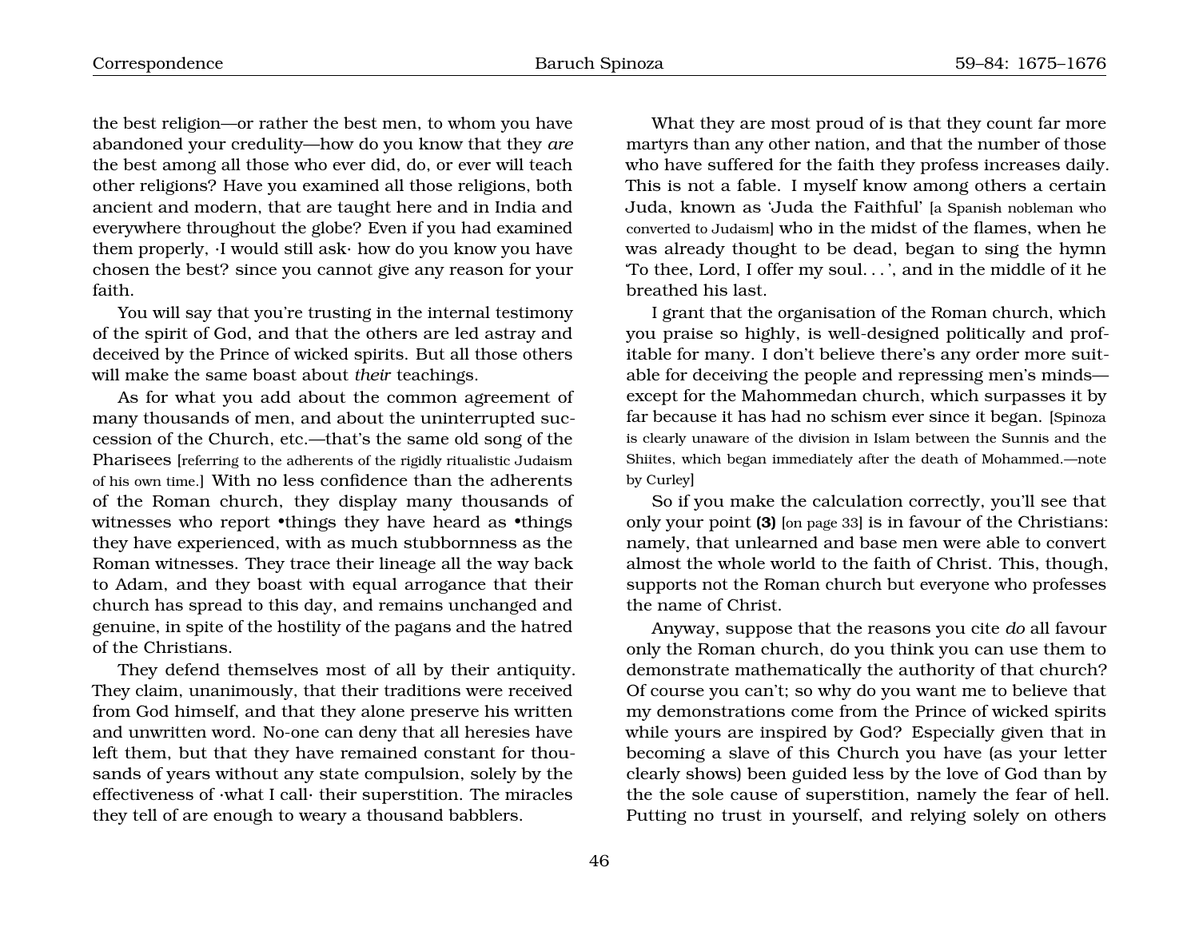the best religion—or rather the best men, to whom you have abandoned your credulity—how do you know that they *are* the best among all those who ever did, do, or ever will teach other religions? Have you examined all those religions, both ancient and modern, that are taught here and in India and everywhere throughout the globe? Even if you had examined them properly, ·I would still ask· how do you know you have chosen the best? since you cannot give any reason for your faith.

You will say that you're trusting in the internal testimony of the spirit of God, and that the others are led astray and deceived by the Prince of wicked spirits. But all those others will make the same boast about *their* teachings.

As for what you add about the common agreement of many thousands of men, and about the uninterrupted succession of the Church, etc.—that's the same old song of the Pharisees [referring to the adherents of the rigidly ritualistic Judaism of his own time.] With no less confidence than the adherents of the Roman church, they display many thousands of witnesses who report •things they have heard as •things they have experienced, with as much stubbornness as the Roman witnesses. They trace their lineage all the way back to Adam, and they boast with equal arrogance that their church has spread to this day, and remains unchanged and genuine, in spite of the hostility of the pagans and the hatred of the Christians.

They defend themselves most of all by their antiquity. They claim, unanimously, that their traditions were received from God himself, and that they alone preserve his written and unwritten word. No-one can deny that all heresies have left them, but that they have remained constant for thousands of years without any state compulsion, solely by the effectiveness of ·what I call· their superstition. The miracles they tell of are enough to weary a thousand babblers.

What they are most proud of is that they count far more martyrs than any other nation, and that the number of those who have suffered for the faith they profess increases daily. This is not a fable. I myself know among others a certain Juda, known as 'Juda the Faithful' [a Spanish nobleman who converted to Judaism] who in the midst of the flames, when he was already thought to be dead, began to sing the hymn 'To thee, Lord, I offer my soul. . . ', and in the middle of it he breathed his last.

I grant that the organisation of the Roman church, which you praise so highly, is well-designed politically and profitable for many. I don't believe there's any order more suitable for deceiving the people and repressing men's minds—except for the Mahommedan church, which surpasses it by far because it has had no schism ever since it began. [Spinoza is clearly unaware of the division in Islam between the Sunnis and the Shiites, which began immediately after the death of Mohammed.—note by Curley]

So if you make the calculation correctly, you'll see that only your point **(3)** [on page 33] is in favour of the Christians: namely, that unlearned and base men were able to convert almost the whole world to the faith of Christ. This, though, supports not the Roman church but everyone who professes the name of Christ.

Anyway, suppose that the reasons you cite *do* all favour only the Roman church, do you think you can use them to demonstrate mathematically the authority of that church? Of course you can't; so why do you want me to believe that my demonstrations come from the Prince of wicked spirits while yours are inspired by God? Especially given that in becoming a slave of this Church you have (as your letter clearly shows) been guided less by the love of God than by the the sole cause of superstition, namely the fear of hell. Putting no trust in yourself, and relying solely on others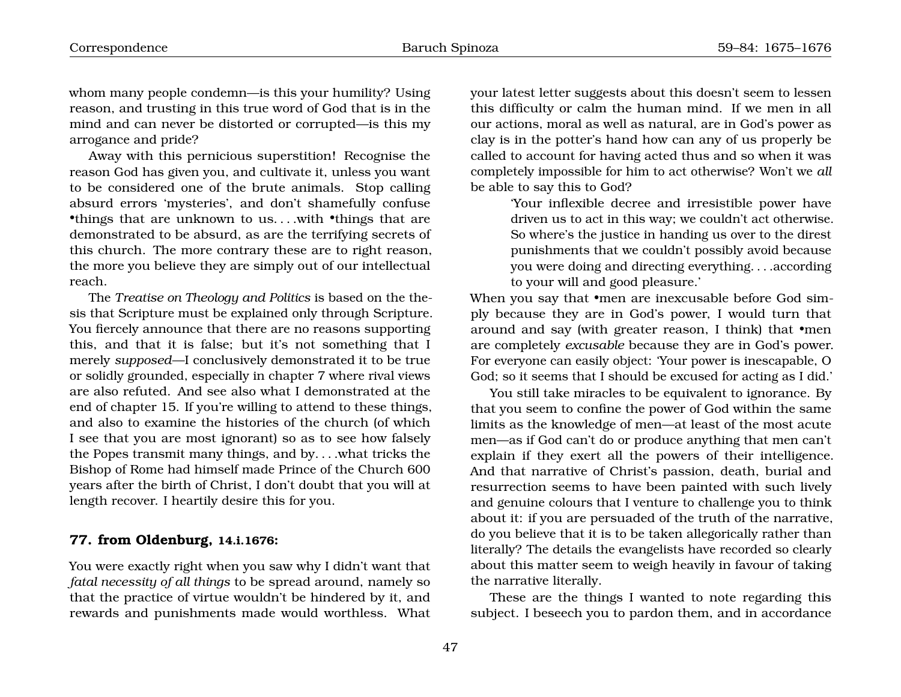whom many people condemn—is this your humility? Using reason, and trusting in this true word of God that is in the mind and can never be distorted or corrupted—is this my arrogance and pride?

Away with this pernicious superstition! Recognise the reason God has given you, and cultivate it, unless you want to be considered one of the brute animals. Stop calling absurd errors 'mysteries', and don't shamefully confuse •things that are unknown to us. . . .with •things that are demonstrated to be absurd, as are the terrifying secrets of this church. The more contrary these are to right reason, the more you believe they are simply out of our intellectual reach.

The *Treatise on Theology and Politics* is based on the thesis that Scripture must be explained only through Scripture. You fiercely announce that there are no reasons supporting this, and that it is false; but it's not something that I merely *supposed*—I conclusively demonstrated it to be true or solidly grounded, especially in chapter 7 where rival views are also refuted. And see also what I demonstrated at the end of chapter 15. If you're willing to attend to these things, and also to examine the histories of the church (of which I see that you are most ignorant) so as to see how falsely the Popes transmit many things, and by. . . .what tricks the Bishop of Rome had himself made Prince of the Church 600 years after the birth of Christ, I don't doubt that you will at length recover. I heartily desire this for you.

### 77. from Oldenburg, 14.i.1676:

You were exactly right when you saw why I didn't want that *fatal necessity of all things* to be spread around, namely so that the practice of virtue wouldn't be hindered by it, and rewards and punishments made would worthless. What your latest letter suggests about this doesn't seem to lessen this difficulty or calm the human mind. If we men in all our actions, moral as well as natural, are in God's power as clay is in the potter's hand how can any of us properly be called to account for having acted thus and so when it was completely impossible for him to act otherwise? Won't we *all* be able to say this to God?

> 'Your inflexible decree and irresistible power have driven us to act in this way; we couldn't act otherwise. So where's the justice in handing us over to the direst punishments that we couldn't possibly avoid because you were doing and directing everything. . . .according to your will and good pleasure.'

When you say that •men are inexcusable before God simply because they are in God's power, I would turn that around and say (with greater reason, I think) that •men are completely *excusable* because they are in God's power. For everyone can easily object: 'Your power is inescapable, O God; so it seems that I should be excused for acting as I did.'

You still take miracles to be equivalent to ignorance. By that you seem to confine the power of God within the same limits as the knowledge of men—at least of the most acute men—as if God can't do or produce anything that men can't explain if they exert all the powers of their intelligence. And that narrative of Christ's passion, death, burial and resurrection seems to have been painted with such lively and genuine colours that I venture to challenge you to think about it: if you are persuaded of the truth of the narrative, do you believe that it is to be taken allegorically rather than literally? The details the evangelists have recorded so clearly about this matter seem to weigh heavily in favour of taking the narrative literally.

These are the things I wanted to note regarding this subject. I beseech you to pardon them, and in accordance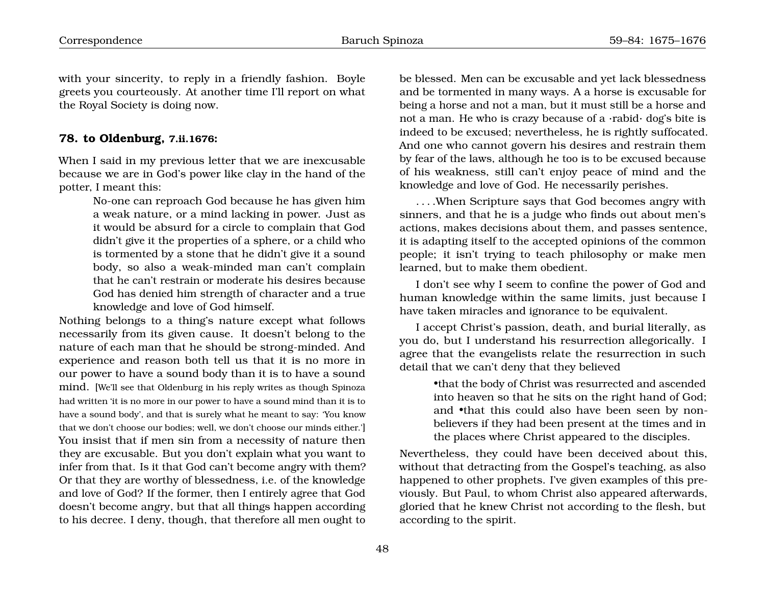with your sincerity, to reply in a friendly fashion. Boyle greets you courteously. At another time I'll report on what the Royal Society is doing now.

### 78. to Oldenburg, 7.ii.1676:

When I said in my previous letter that we are inexcusable because we are in God's power like clay in the hand of the potter, I meant this:

> No-one can reproach God because he has given him a weak nature, or a mind lacking in power. Just as it would be absurd for a circle to complain that God didn't give it the properties of a sphere, or a child who is tormented by a stone that he didn't give it a sound body, so also a weak-minded man can't complain that he can't restrain or moderate his desires because God has denied him strength of character and a true knowledge and love of God himself.

Nothing belongs to a thing's nature except what follows necessarily from its given cause. It doesn't belong to the nature of each man that he should be strong-minded. And experience and reason both tell us that it is no more in our power to have a sound body than it is to have a sound mind. [We'll see that Oldenburg in his reply writes as though Spinoza had written 'it is no more in our power to have a sound mind than it is to have a sound body', and that is surely what he meant to say: 'You know that we don't choose our bodies; well, we don't choose our minds either.'] You insist that if men sin from a necessity of nature then they are excusable. But you don't explain what you want to infer from that. Is it that God can't become angry with them? Or that they are worthy of blessedness, i.e. of the knowledge and love of God? If the former, then I entirely agree that God doesn't become angry, but that all things happen according to his decree. I deny, though, that therefore all men ought to be blessed. Men can be excusable and yet lack blessedness and be tormented in many ways. A a horse is excusable for being a horse and not a man, but it must still be a horse and not a man. He who is crazy because of a ·rabid· dog's bite is indeed to be excused; nevertheless, he is rightly suffocated. And one who cannot govern his desires and restrain them by fear of the laws, although he too is to be excused because of his weakness, still can't enjoy peace of mind and the knowledge and love of God. He necessarily perishes.

. . . .When Scripture says that God becomes angry with sinners, and that he is a judge who finds out about men's actions, makes decisions about them, and passes sentence, it is adapting itself to the accepted opinions of the common people; it isn't trying to teach philosophy or make men learned, but to make them obedient.

I don't see why I seem to confine the power of God and human knowledge within the same limits, just because I have taken miracles and ignorance to be equivalent.

I accept Christ's passion, death, and burial literally, as you do, but I understand his resurrection allegorically. I agree that the evangelists relate the resurrection in such detail that we can't deny that they believed

> •that the body of Christ was resurrected and ascended into heaven so that he sits on the right hand of God; and •that this could also have been seen by non-believers if they had been present at the times and in the places where Christ appeared to the disciples.

Nevertheless, they could have been deceived about this, without that detracting from the Gospel's teaching, as also happened to other prophets. I've given examples of this previously. But Paul, to whom Christ also appeared afterwards, gloried that he knew Christ not according to the flesh, but according to the spirit.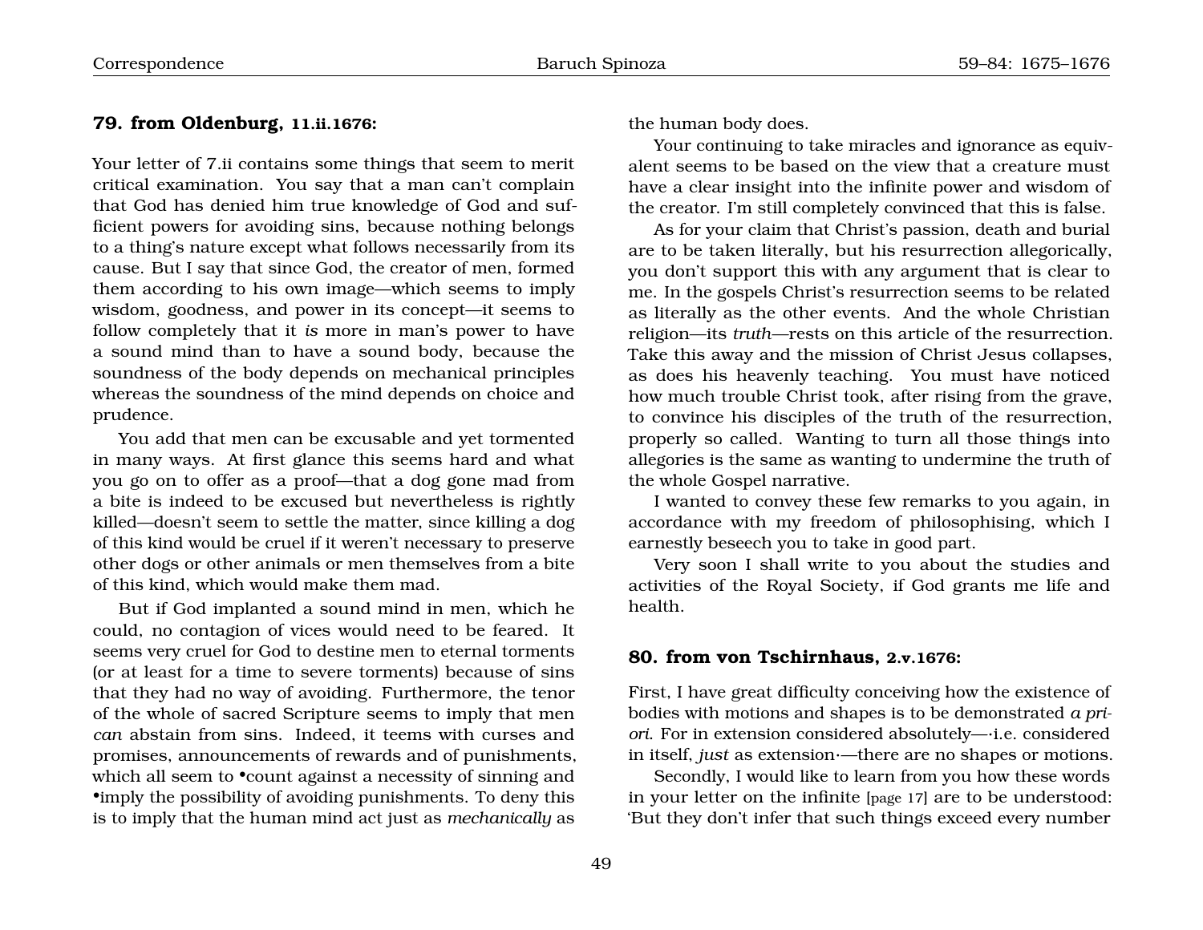### 79. from Oldenburg, 11.ii.1676:

Your letter of 7.ii contains some things that seem to merit critical examination. You say that a man can't complain that God has denied him true knowledge of God and sufficient powers for avoiding sins, because nothing belongs to a thing's nature except what follows necessarily from its cause. But I say that since God, the creator of men, formed them according to his own image—which seems to imply wisdom, goodness, and power in its concept—it seems to follow completely that it *is* more in man's power to have a sound mind than to have a sound body, because the soundness of the body depends on mechanical principles whereas the soundness of the mind depends on choice and prudence.

You add that men can be excusable and yet tormented in many ways. At first glance this seems hard and what you go on to offer as a proof—that a dog gone mad from a bite is indeed to be excused but nevertheless is rightly killed—doesn't seem to settle the matter, since killing a dog of this kind would be cruel if it weren't necessary to preserve other dogs or other animals or men themselves from a bite of this kind, which would make them mad.

But if God implanted a sound mind in men, which he could, no contagion of vices would need to be feared. It seems very cruel for God to destine men to eternal torments (or at least for a time to severe torments) because of sins that they had no way of avoiding. Furthermore, the tenor of the whole of sacred Scripture seems to imply that men *can* abstain from sins. Indeed, it teems with curses and promises, announcements of rewards and of punishments, which all seem to •count against a necessity of sinning and •imply the possibility of avoiding punishments. To deny this is to imply that the human mind act just as *mechanically* as the human body does.

Your continuing to take miracles and ignorance as equivalent seems to be based on the view that a creature must have a clear insight into the infinite power and wisdom of the creator. I'm still completely convinced that this is false.

As for your claim that Christ's passion, death and burial are to be taken literally, but his resurrection allegorically, you don't support this with any argument that is clear to me. In the gospels Christ's resurrection seems to be related as literally as the other events. And the whole Christian religion—its *truth*—rests on this article of the resurrection. Take this away and the mission of Christ Jesus collapses, as does his heavenly teaching. You must have noticed how much trouble Christ took, after rising from the grave, to convince his disciples of the truth of the resurrection, properly so called. Wanting to turn all those things into allegories is the same as wanting to undermine the truth of the whole Gospel narrative.

I wanted to convey these few remarks to you again, in accordance with my freedom of philosophising, which I earnestly beseech you to take in good part.

Very soon I shall write to you about the studies and activities of the Royal Society, if God grants me life and health.

### 80. from von Tschirnhaus, 2.v.1676:

First, I have great difficulty conceiving how the existence of bodies with motions and shapes is to be demonstrated *a priori*. For in extension considered absolutely—·i.e. considered in itself, *just* as extension·—there are no shapes or motions.

Secondly, I would like to learn from you how these words in your letter on the infinite [page 17] are to be understood: 'But they don't infer that such things exceed every number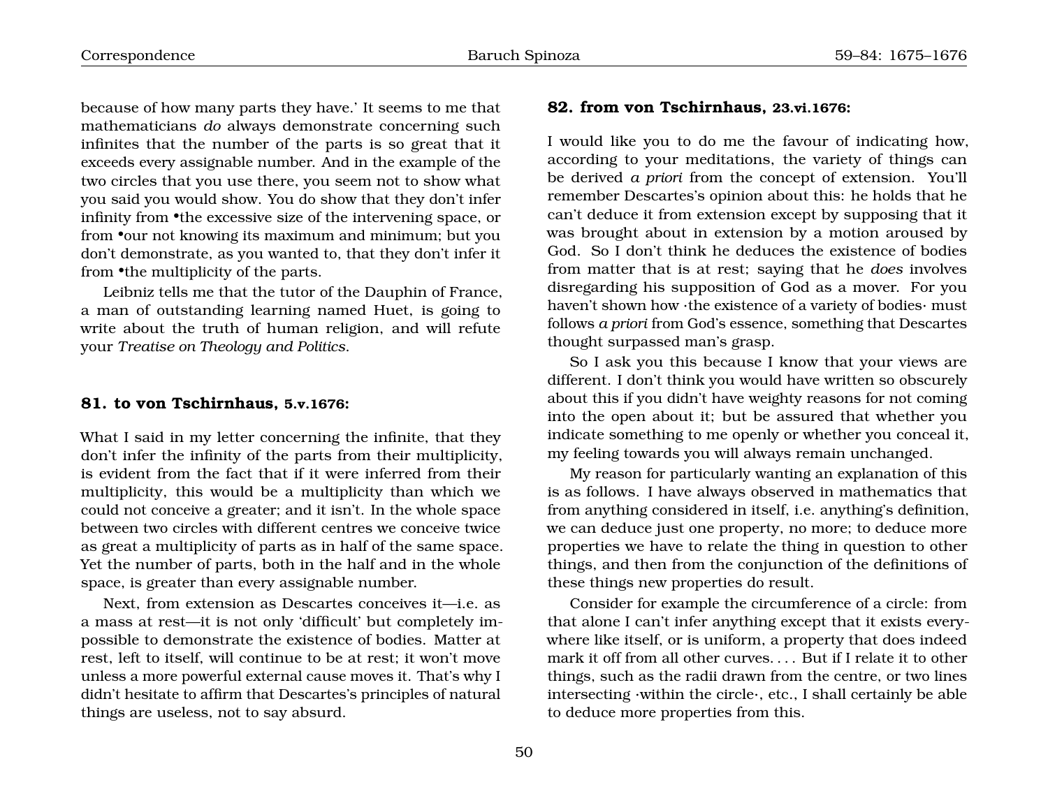because of how many parts they have.' It seems to me that mathematicians *do* always demonstrate concerning such infinites that the number of the parts is so great that it exceeds every assignable number. And in the example of the two circles that you use there, you seem not to show what you said you would show. You do show that they don't infer infinity from •the excessive size of the intervening space, or from •our not knowing its maximum and minimum; but you don't demonstrate, as you wanted to, that they don't infer it from •the multiplicity of the parts.

Leibniz tells me that the tutor of the Dauphin of France, a man of outstanding learning named Huet, is going to write about the truth of human religion, and will refute your *Treatise on Theology and Politics*.

### 81. to von Tschirnhaus, 5.v.1676:

What I said in my letter concerning the infinite, that they don't infer the infinity of the parts from their multiplicity, is evident from the fact that if it were inferred from their multiplicity, this would be a multiplicity than which we could not conceive a greater; and it isn't. In the whole space between two circles with different centres we conceive twice as great a multiplicity of parts as in half of the same space. Yet the number of parts, both in the half and in the whole space, is greater than every assignable number.

Next, from extension as Descartes conceives it—i.e. as a mass at rest—it is not only 'difficult' but completely impossible to demonstrate the existence of bodies. Matter at rest, left to itself, will continue to be at rest; it won't move unless a more powerful external cause moves it. That's why I didn't hesitate to affirm that Descartes's principles of natural things are useless, not to say absurd.

### 82. from von Tschirnhaus, 23.vi.1676:

I would like you to do me the favour of indicating how, according to your meditations, the variety of things can be derived *a priori* from the concept of extension. You'll remember Descartes's opinion about this: he holds that he can't deduce it from extension except by supposing that it was brought about in extension by a motion aroused by God. So I don't think he deduces the existence of bodies from matter that is at rest; saying that he *does* involves disregarding his supposition of God as a mover. For you haven't shown how ·the existence of a variety of bodies· must follows *a priori* from God's essence, something that Descartes thought surpassed man's grasp.

So I ask you this because I know that your views are different. I don't think you would have written so obscurely about this if you didn't have weighty reasons for not coming into the open about it; but be assured that whether you indicate something to me openly or whether you conceal it, my feeling towards you will always remain unchanged.

My reason for particularly wanting an explanation of this is as follows. I have always observed in mathematics that from anything considered in itself, i.e. anything's definition, we can deduce just one property, no more; to deduce more properties we have to relate the thing in question to other things, and then from the conjunction of the definitions of these things new properties do result.

Consider for example the circumference of a circle: from that alone I can't infer anything except that it exists everywhere like itself, or is uniform, a property that does indeed mark it off from all other curves. . . . But if I relate it to other things, such as the radii drawn from the centre, or two lines intersecting ·within the circle·, etc., I shall certainly be able to deduce more properties from this.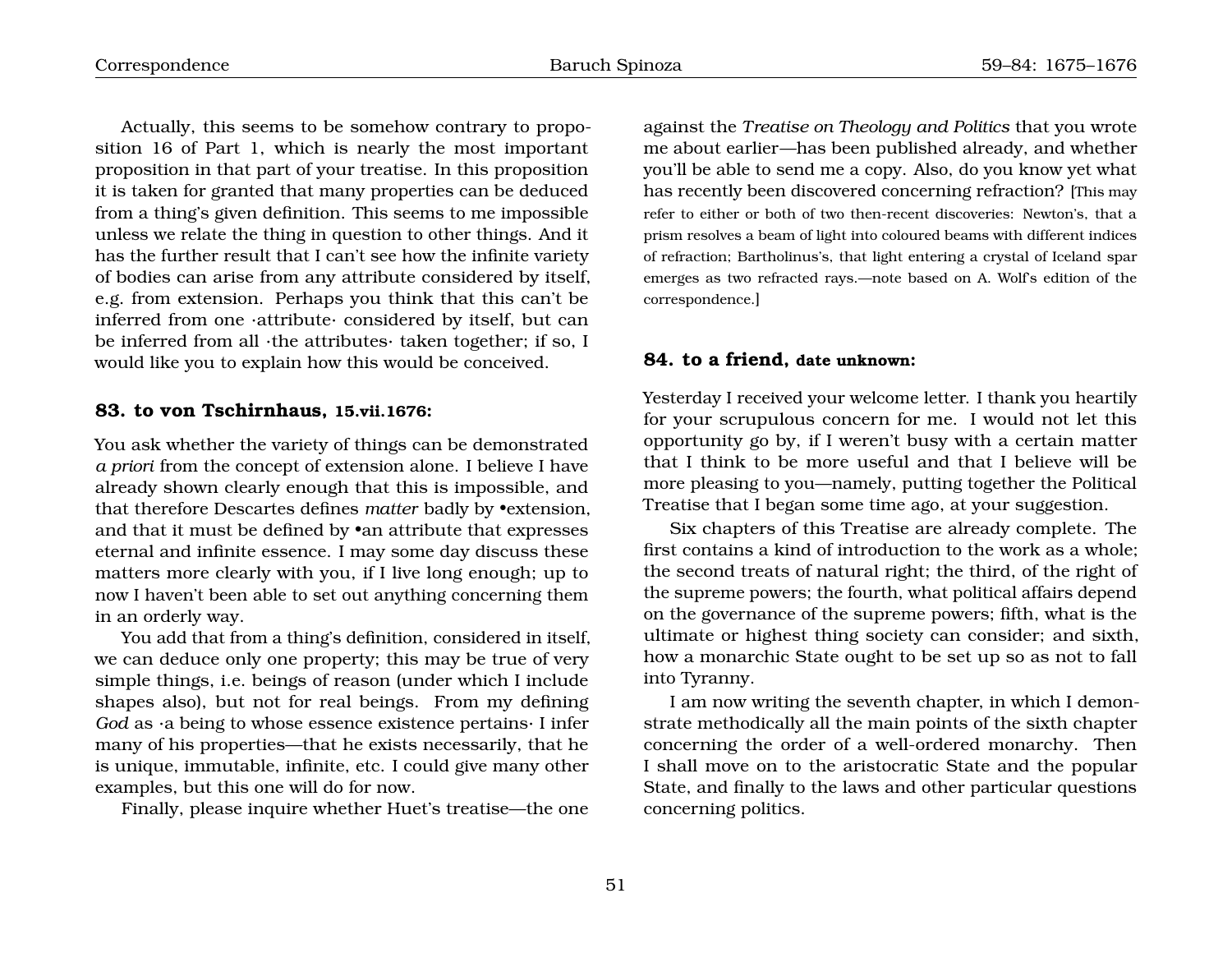Actually, this seems to be somehow contrary to proposition 16 of Part 1, which is nearly the most important proposition in that part of your treatise. In this proposition it is taken for granted that many properties can be deduced from a thing's given definition. This seems to me impossible unless we relate the thing in question to other things. And it has the further result that I can't see how the infinite variety of bodies can arise from any attribute considered by itself, e.g. from extension. Perhaps you think that this can't be inferred from one ·attribute· considered by itself, but can be inferred from all ·the attributes· taken together; if so, I would like you to explain how this would be conceived.

### 83. to von Tschirnhaus, 15.vii.1676:

You ask whether the variety of things can be demonstrated *a priori* from the concept of extension alone. I believe I have already shown clearly enough that this is impossible, and that therefore Descartes defines *matter* badly by •extension, and that it must be defined by •an attribute that expresses eternal and infinite essence. I may some day discuss these matters more clearly with you, if I live long enough; up to now I haven't been able to set out anything concerning them in an orderly way.

You add that from a thing's definition, considered in itself, we can deduce only one property; this may be true of very simple things, i.e. beings of reason (under which I include shapes also), but not for real beings. From my defining *God* as ·a being to whose essence existence pertains· I infer many of his properties—that he exists necessarily, that he is unique, immutable, infinite, etc. I could give many other examples, but this one will do for now.

Finally, please inquire whether Huet's treatise—the one against the *Treatise on Theology and Politics* that you wrote me about earlier—has been published already, and whether you'll be able to send me a copy. Also, do you know yet what has recently been discovered concerning refraction? [This may refer to either or both of two then-recent discoveries: Newton's, that a prism resolves a beam of light into coloured beams with different indices of refraction; Bartholinus's, that light entering a crystal of Iceland spar emerges as two refracted rays.—note based on A. Wolf's edition of the correspondence.]

### 84. to a friend, date unknown:

Yesterday I received your welcome letter. I thank you heartily for your scrupulous concern for me. I would not let this opportunity go by, if I weren't busy with a certain matter that I think to be more useful and that I believe will be more pleasing to you—namely, putting together the Political Treatise that I began some time ago, at your suggestion.

Six chapters of this Treatise are already complete. The first contains a kind of introduction to the work as a whole; the second treats of natural right; the third, of the right of the supreme powers; the fourth, what political affairs depend on the governance of the supreme powers; fifth, what is the ultimate or highest thing society can consider; and sixth, how a monarchic State ought to be set up so as not to fall into Tyranny.

I am now writing the seventh chapter, in which I demonstrate methodically all the main points of the sixth chapter concerning the order of a well-ordered monarchy. Then I shall move on to the aristocratic State and the popular State, and finally to the laws and other particular questions concerning politics.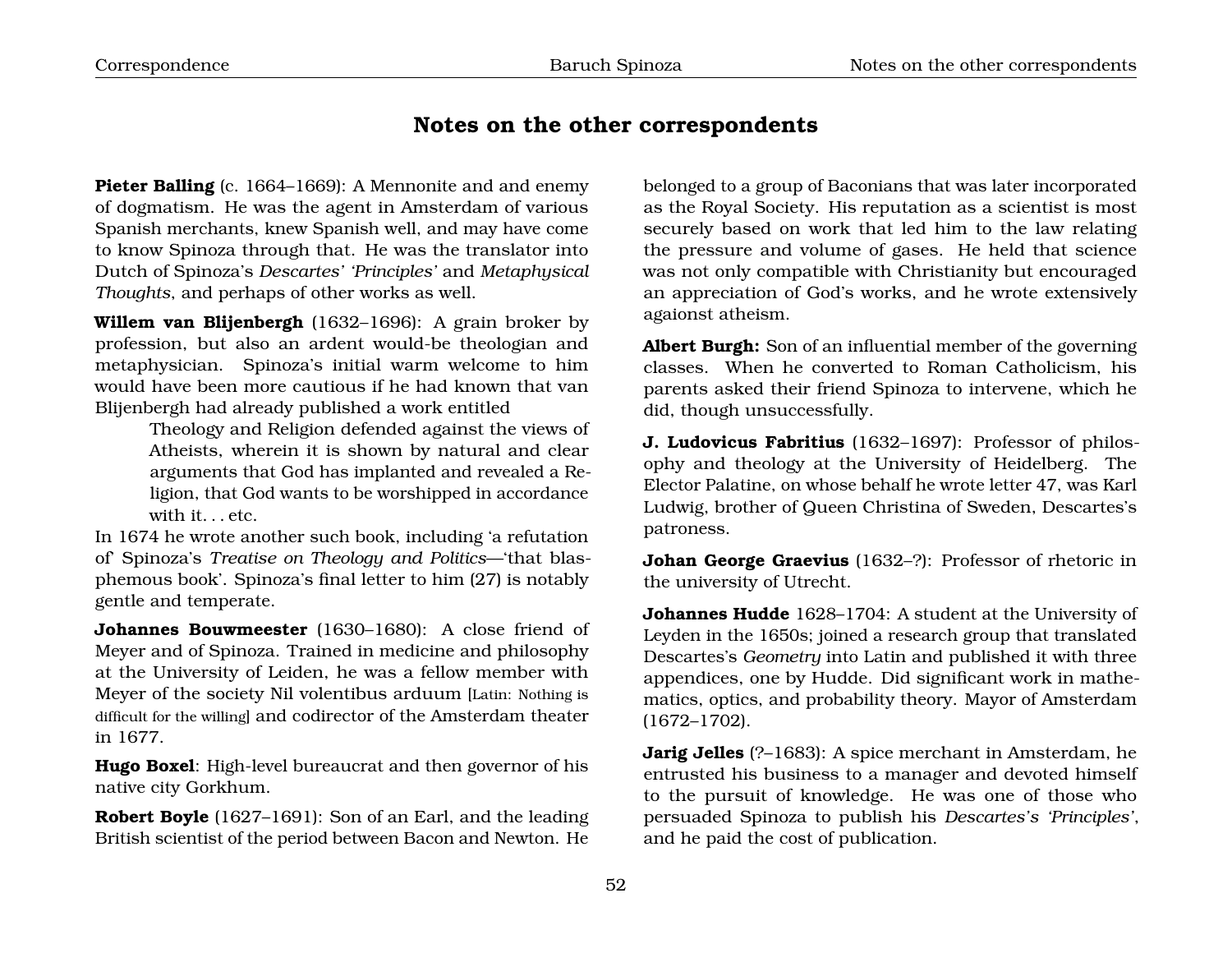## Notes on the other correspondents

**Pieter Balling** (c. 1664–1669): A Mennonite and and enemy of dogmatism. He was the agent in Amsterdam of various Spanish merchants, knew Spanish well, and may have come to know Spinoza through that. He was the translator into Dutch of Spinoza's *Descartes' 'Principles'* and *Metaphysical Thoughts*, and perhaps of other works as well.

**Willem van Blijenbergh** (1632–1696): A grain broker by profession, but also an ardent would-be theologian and metaphysician. Spinoza's initial warm welcome to him would have been more cautious if he had known that van Blijenbergh had already published a work entitled

> Theology and Religion defended against the views of Atheists, wherein it is shown by natural and clear arguments that God has implanted and revealed a Religion, that God wants to be worshipped in accordance with it. . . etc.

In 1674 he wrote another such book, including 'a refutation of' Spinoza's *Treatise on Theology and Politics*—'that blasphemous book'. Spinoza's final letter to him (27) is notably gentle and temperate.

**Johannes Bouwmeester** (1630–1680): A close friend of Meyer and of Spinoza. Trained in medicine and philosophy at the University of Leiden, he was a fellow member with Meyer of the society Nil volentibus arduum [Latin: Nothing is difficult for the willing] and codirector of the Amsterdam theater in 1677.

**Hugo Boxel**: High-level bureaucrat and then governor of his native city Gorkhum.

**Robert Boyle** (1627–1691): Son of an Earl, and the leading British scientist of the period between Bacon and Newton. He belonged to a group of Baconians that was later incorporated as the Royal Society. His reputation as a scientist is most securely based on work that led him to the law relating the pressure and volume of gases. He held that science was not only compatible with Christianity but encouraged an appreciation of God's works, and he wrote extensively agaionst atheism.

**Albert Burgh:** Son of an influential member of the governing classes. When he converted to Roman Catholicism, his parents asked their friend Spinoza to intervene, which he did, though unsuccessfully.

**J. Ludovicus Fabritius** (1632–1697): Professor of philosophy and theology at the University of Heidelberg. The Elector Palatine, on whose behalf he wrote letter 47, was Karl Ludwig, brother of Queen Christina of Sweden, Descartes's patroness.

**Johan George Graevius** (1632–?): Professor of rhetoric in the university of Utrecht.

**Johannes Hudde** 1628–1704: A student at the University of Leyden in the 1650s; joined a research group that translated Descartes's *Geometry* into Latin and published it with three appendices, one by Hudde. Did significant work in mathematics, optics, and probability theory. Mayor of Amsterdam (1672–1702).

**Jarig Jelles** (?–1683): A spice merchant in Amsterdam, he entrusted his business to a manager and devoted himself to the pursuit of knowledge. He was one of those who persuaded Spinoza to publish his *Descartes's 'Principles'*, and he paid the cost of publication.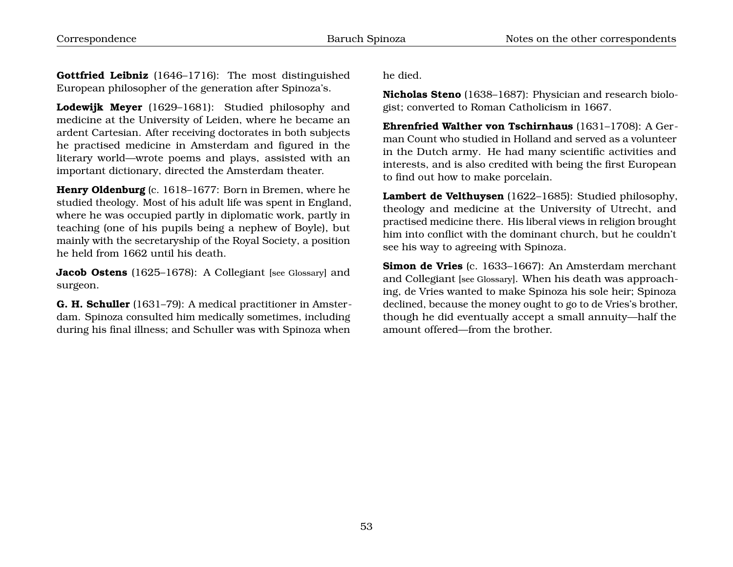**Gottfried Leibniz** (1646–1716): The most distinguished European philosopher of the generation after Spinoza's.

**Lodewijk Meyer** (1629–1681): Studied philosophy and medicine at the University of Leiden, where he became an ardent Cartesian. After receiving doctorates in both subjects he practised medicine in Amsterdam and figured in the literary world—wrote poems and plays, assisted with an important dictionary, directed the Amsterdam theater.

**Henry Oldenburg** (c. 1618–1677: Born in Bremen, where he studied theology. Most of his adult life was spent in England, where he was occupied partly in diplomatic work, partly in teaching (one of his pupils being a nephew of Boyle), but mainly with the secretaryship of the Royal Society, a position he held from 1662 until his death.

**Jacob Ostens** (1625–1678): A Collegiant [see Glossary] and surgeon.

**G. H. Schuller** (1631–79): A medical practitioner in Amsterdam. Spinoza consulted him medically sometimes, including during his final illness; and Schuller was with Spinoza when he died.

**Nicholas Steno** (1638–1687): Physician and research biologist; converted to Roman Catholicism in 1667.

**Ehrenfried Walther von Tschirnhaus** (1631–1708): A German Count who studied in Holland and served as a volunteer in the Dutch army. He had many scientific activities and interests, and is also credited with being the first European to find out how to make porcelain.

**Lambert de Velthuysen** (1622–1685): Studied philosophy, theology and medicine at the University of Utrecht, and practised medicine there. His liberal views in religion brought him into conflict with the dominant church, but he couldn't see his way to agreeing with Spinoza.

**Simon de Vries** (c. 1633–1667): An Amsterdam merchant and Collegiant [see Glossary]. When his death was approaching, de Vries wanted to make Spinoza his sole heir; Spinoza declined, because the money ought to go to de Vries's brother, though he did eventually accept a small annuity—half the amount offered—from the brother.